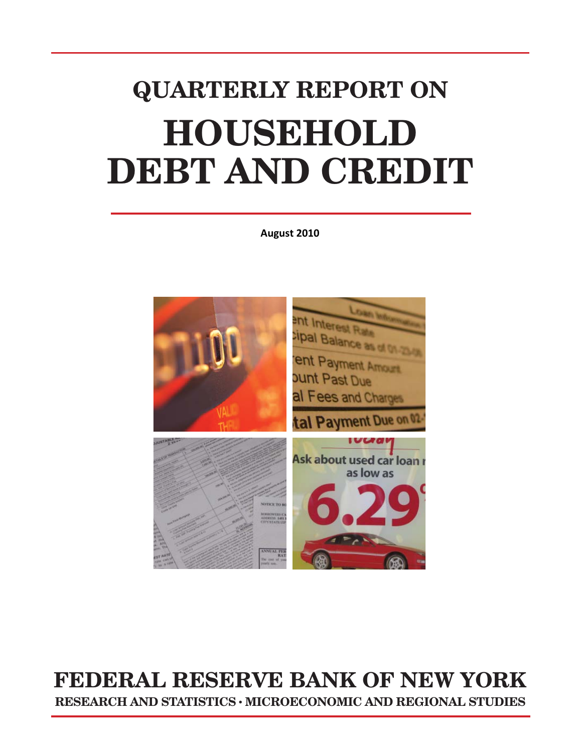# QUARTERLY REPORT ON

# HOUSEHOLD DEBT AND CREDIT

**August 2010**

## FEDERAL RESERVE BANK OF NEW YORK

### RESEARCH AND STATISTICS · MICROECONOMIC AND REGIONAL STUDIES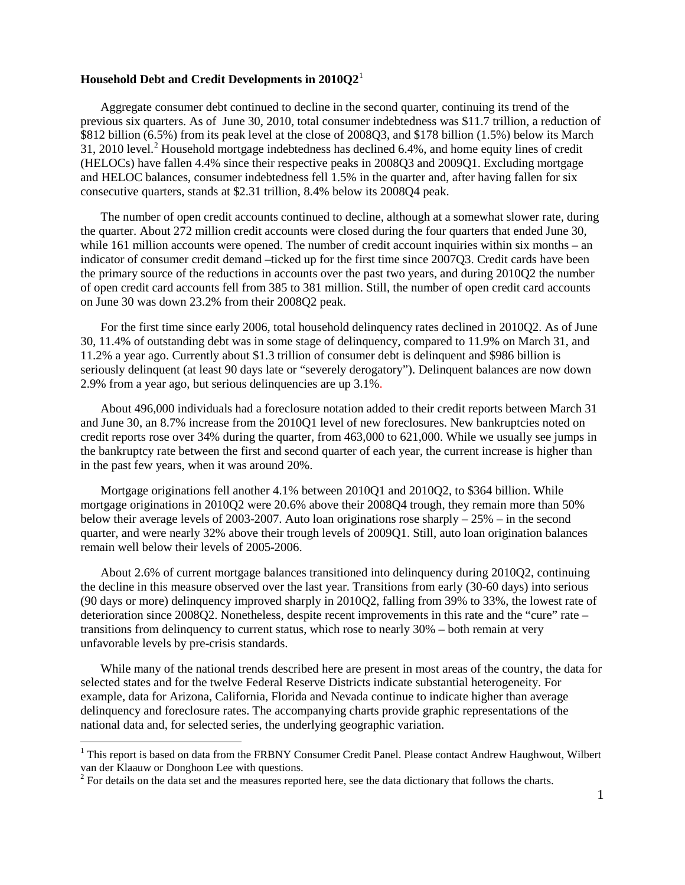**Household Debt and Credit Developments in 2010Q2**[1]

Aggregate consumer debt continued to decline in the second quarter, continuing its trend of the previous six quarters. As of June 30, 2010, total consumer indebtedness was $11.7 trillion, a reduction of $812 billion (6.5%) from its peak level at the close of 2008Q3, and $178 billion (1.5%) below its March 31, 2010 level.[2] Household mortgage indebtedness has declined 6.4%, and home equity lines of credit (HELOCs) have fallen 4.4% since their respective peaks in 2008Q3 and 2009Q1. Excluding mortgage and HELOC balances, consumer indebtedness fell 1.5% in the quarter and, after having fallen for six consecutive quarters, stands at $2.31 trillion, 8.4% below its 2008Q4 peak.

The number of open credit accounts continued to decline, although at a somewhat slower rate, during the quarter. About 272 million credit accounts were closed during the four quarters that ended June 30, while 161 million accounts were opened. The number of credit account inquiries within six months – an indicator of consumer credit demand –ticked up for the first time since 2007Q3. Credit cards have been the primary source of the reductions in accounts over the past two years, and during 2010Q2 the number of open credit card accounts fell from 385 to 381 million. Still, the number of open credit card accounts on June 30 was down 23.2% from their 2008Q2 peak.

For the first time since early 2006, total household delinquency rates declined in 2010Q2. As of June 30, 11.4% of outstanding debt was in some stage of delinquency, compared to 11.9% on March 31, and 11.2% a year ago. Currently about $1.3 trillion of consumer debt is delinquent and $986 billion is seriously delinquent (at least 90 days late or "severely derogatory"). Delinquent balances are now down 2.9% from a year ago, but serious delinquencies are up 3.1%.

About 496,000 individuals had a foreclosure notation added to their credit reports between March 31 and June 30, an 8.7% increase from the 2010Q1 level of new foreclosures. New bankruptcies noted on credit reports rose over 34% during the quarter, from 463,000 to 621,000. While we usually see jumps in the bankruptcy rate between the first and second quarter of each year, the current increase is higher than in the past few years, when it was around 20%.

Mortgage originations fell another 4.1% between 2010Q1 and 2010Q2, to $364 billion. While mortgage originations in 2010Q2 were 20.6% above their 2008Q4 trough, they remain more than 50% below their average levels of 2003-2007. Auto loan originations rose sharply – 25% – in the second quarter, and were nearly 32% above their trough levels of 2009Q1. Still, auto loan origination balances remain well below their levels of 2005-2006.

About 2.6% of current mortgage balances transitioned into delinquency during 2010Q2, continuing the decline in this measure observed over the last year. Transitions from early (30-60 days) into serious (90 days or more) delinquency improved sharply in 2010Q2, falling from 39% to 33%, the lowest rate of deterioration since 2008Q2. Nonetheless, despite recent improvements in this rate and the "cure" rate – transitions from delinquency to current status, which rose to nearly 30% – both remain at very unfavorable levels by pre-crisis standards.

While many of the national trends described here are present in most areas of the country, the data for selected states and for the twelve Federal Reserve Districts indicate substantial heterogeneity. For example, data for Arizona, California, Florida and Nevada continue to indicate higher than average delinquency and foreclosure rates. The accompanying charts provide graphic representations of the national data and, for selected series, the underlying geographic variation.

---

[1] This report is based on data from the FRBNY Consumer Credit Panel. Please contact Andrew Haughwout, Wilbert van der Klaauw or Donghoon Lee with questions.

[2] For details on the data set and the measures reported here, see the data dictionary that follows the charts.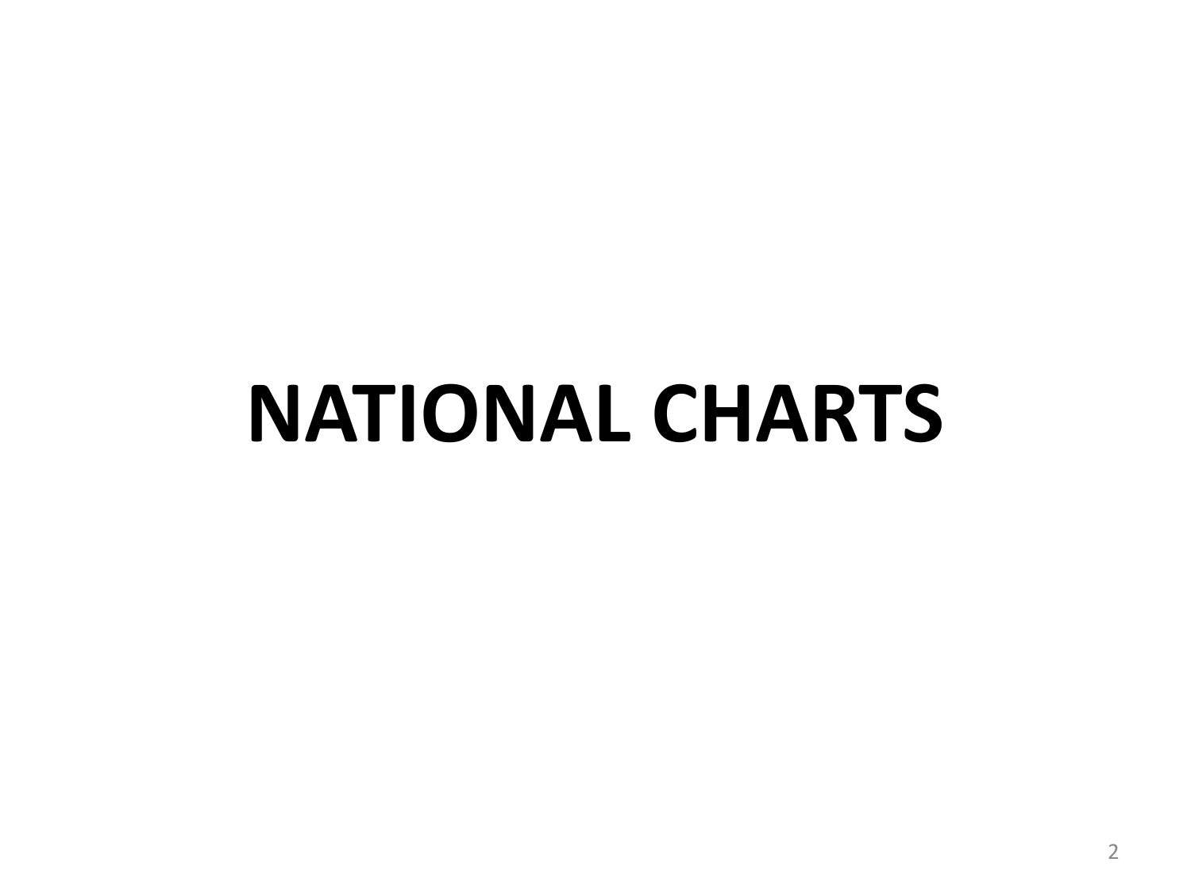# NATIONAL CHARTS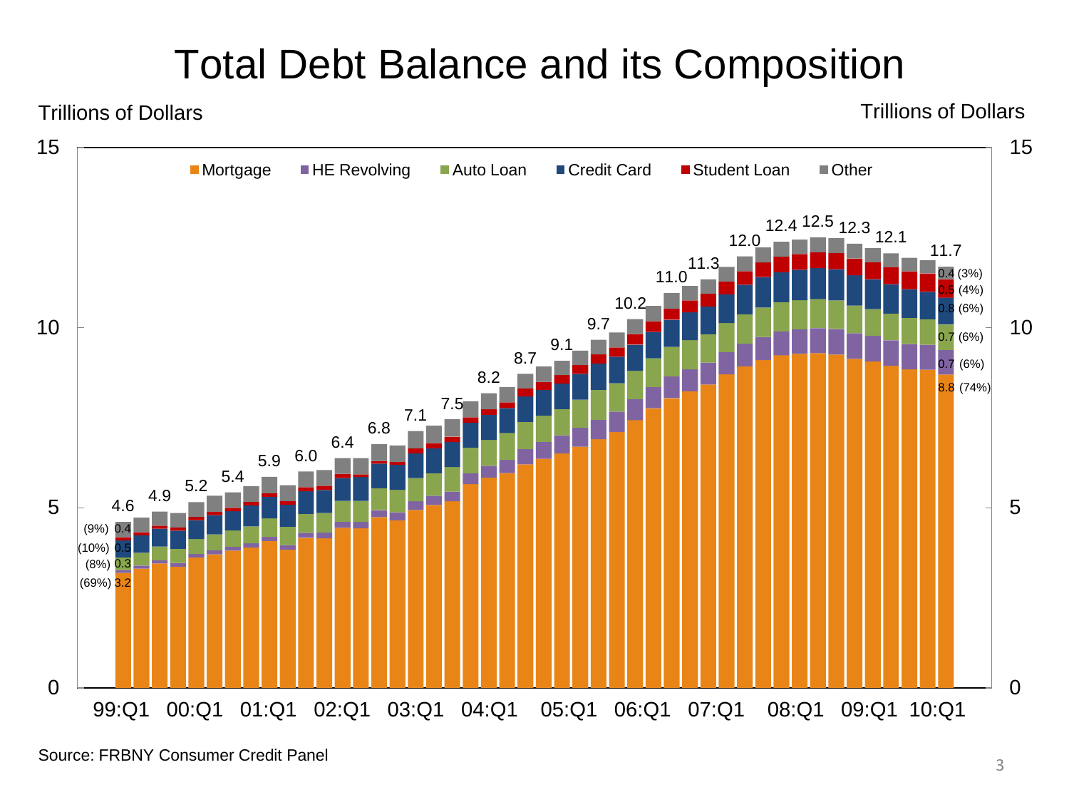# Total Debt Balance and its Composition

Trillions of Dollars | Trillions of Dollars

Legend: Mortgage, HE Revolving, Auto Loan, Credit Card, Student Loan, Other

| Period | Total |
|---|---|
| 99:Q1 | 4.6 |
| | 4.9 |
| 00:Q1 | 5.2 |
| | 5.4 |
| 01:Q1 | 5.9 |
| | 6.0 |
| 02:Q1 | 6.4 |
| | 6.8 |
| 03:Q1 | 7.1 |
| | 7.5 |
| 04:Q1 | 8.2 |
| | 8.7 |
| 05:Q1 | 9.1 |
| | 9.7 |
| 06:Q1 | 10.2 |
| | 11.0 |
| 07:Q1 | 11.3 |
| | 12.0 |
| 08:Q1 | 12.4 |
| | 12.5 |
| | 12.3 |
| 09:Q1 | 12.1 |
| 10:Q1 | 11.7 |

99:Q1 composition: Other 0.4 (9%), Credit Card 0.5 (10%), Auto Loan 0.3 (8%), Mortgage 3.2 (69%)

10:Q1 composition: Other 0.4 (3%), Student Loan 0.5 (4%), Credit Card 0.8 (6%), Auto Loan 0.7 (6%), HE Revolving 0.7 (6%), Mortgage 8.8 (74%)

Source: FRBNY Consumer Credit Panel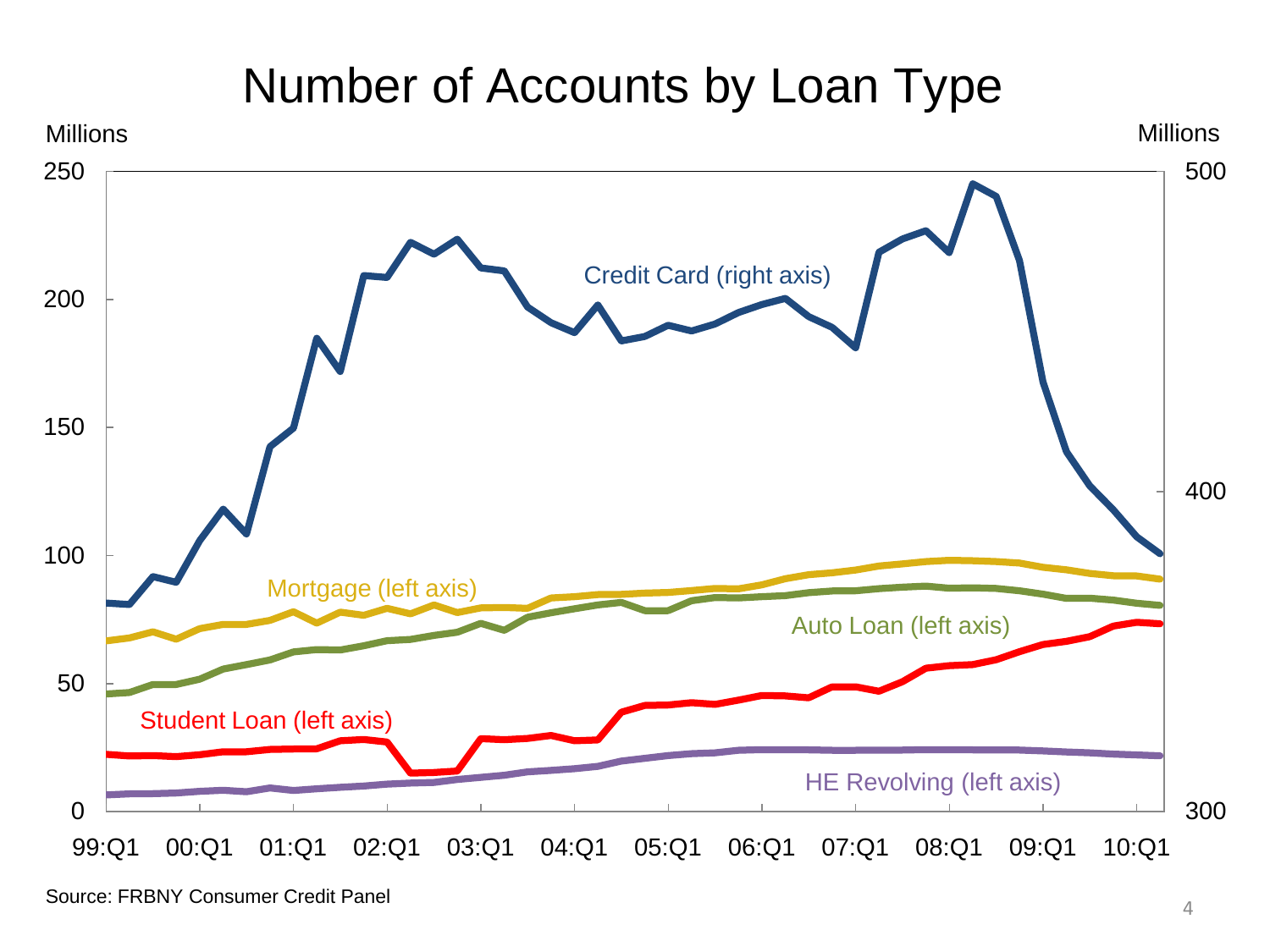# Number of Accounts by Loan Type

Source: FRBNY Consumer Credit Panel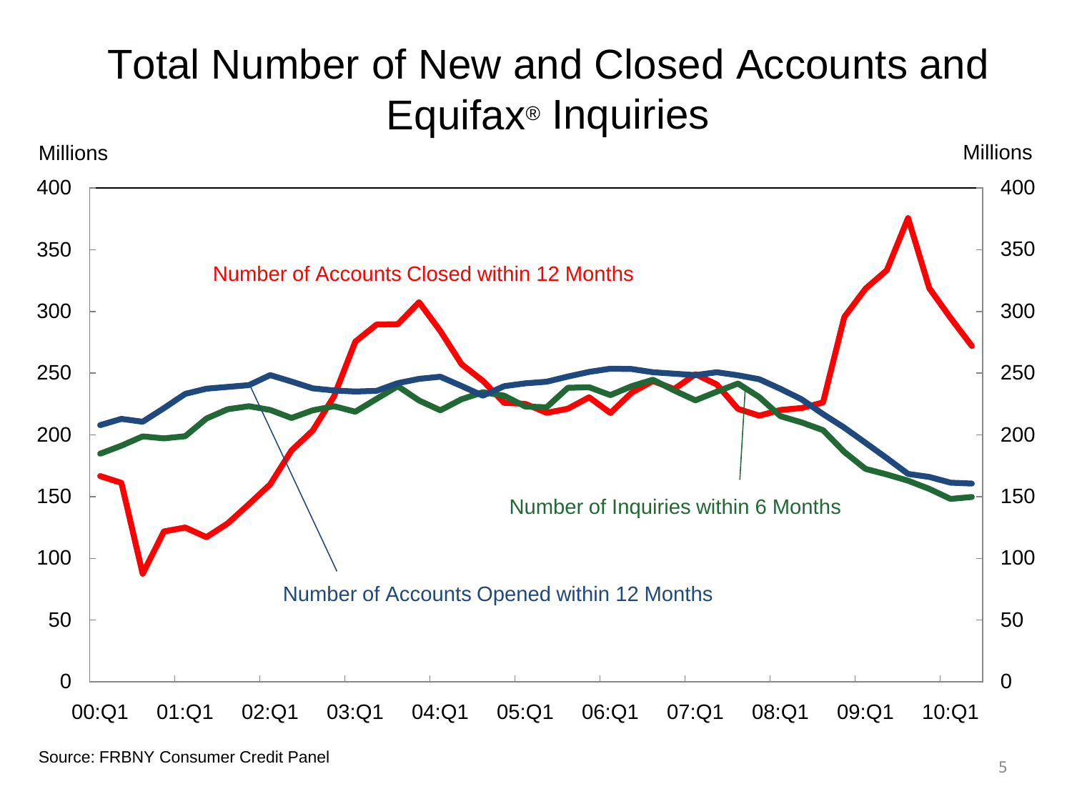# Total Number of New and Closed Accounts and Equifax® Inquiries

Millions

Number of Accounts Closed within 12 Months

Number of Inquiries within 6 Months

Number of Accounts Opened within 12 Months

Source: FRBNY Consumer Credit Panel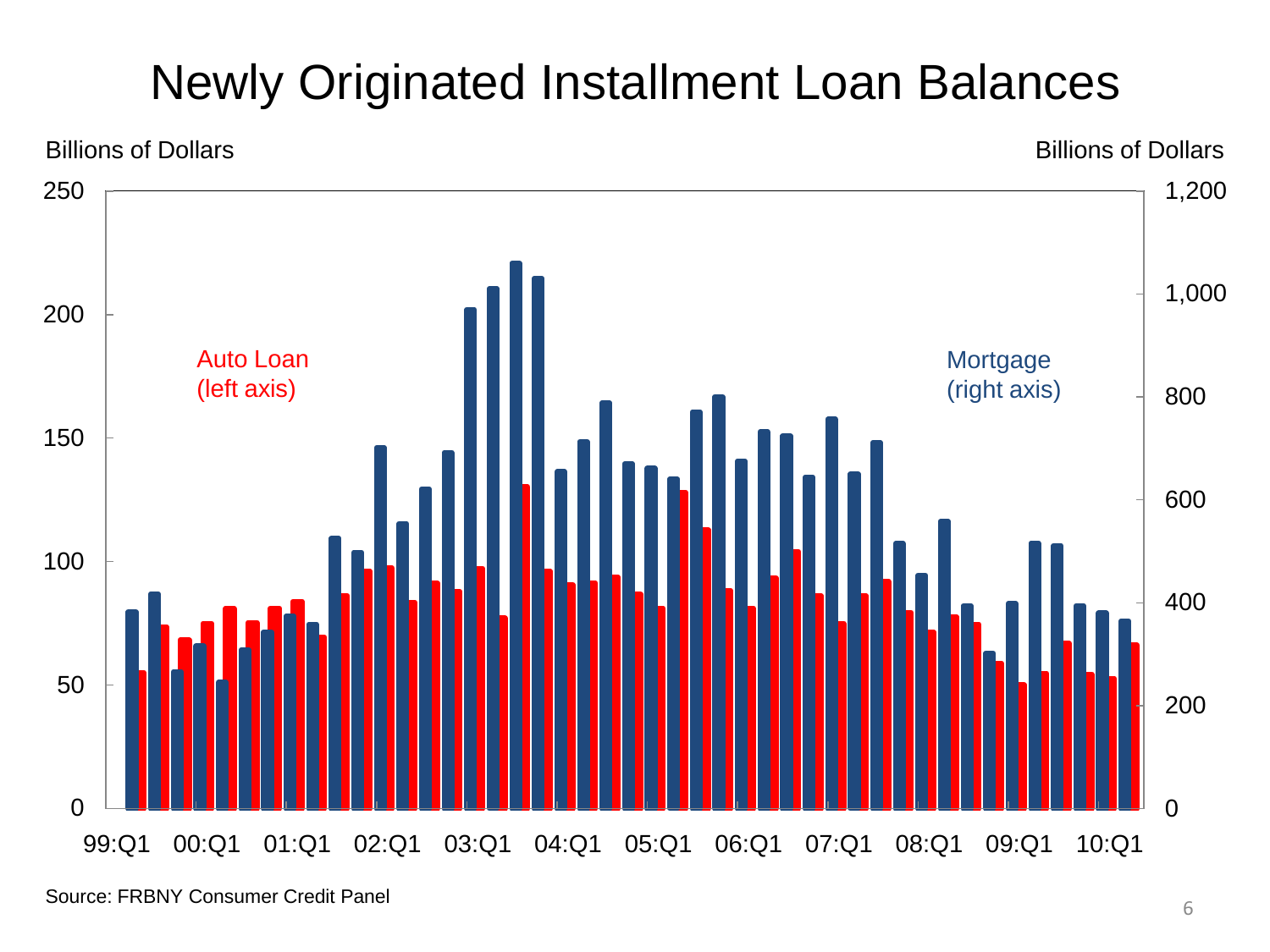# Newly Originated Installment Loan Balances

Billions of Dollars

Billions of Dollars

Auto Loan (left axis)

Mortgage (right axis)

Source: FRBNY Consumer Credit Panel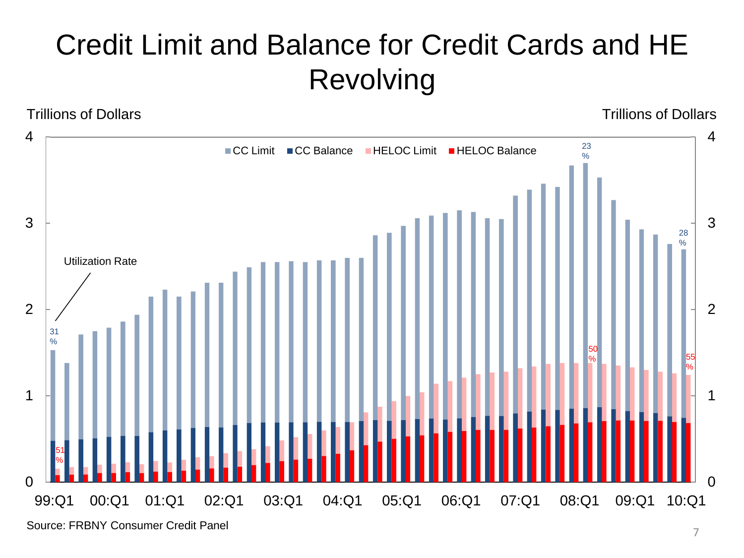# Credit Limit and Balance for Credit Cards and HE Revolving

Trillions of Dollars

Trillions of Dollars

CC Limit | CC Balance | HELOC Limit | HELOC Balance

Utilization Rate

31 %

51 %

23 %

50 %

28 %

55 %

99:Q1 00:Q1 01:Q1 02:Q1 03:Q1 04:Q1 05:Q1 06:Q1 07:Q1 08:Q1 09:Q1 10:Q1

Source: FRBNY Consumer Credit Panel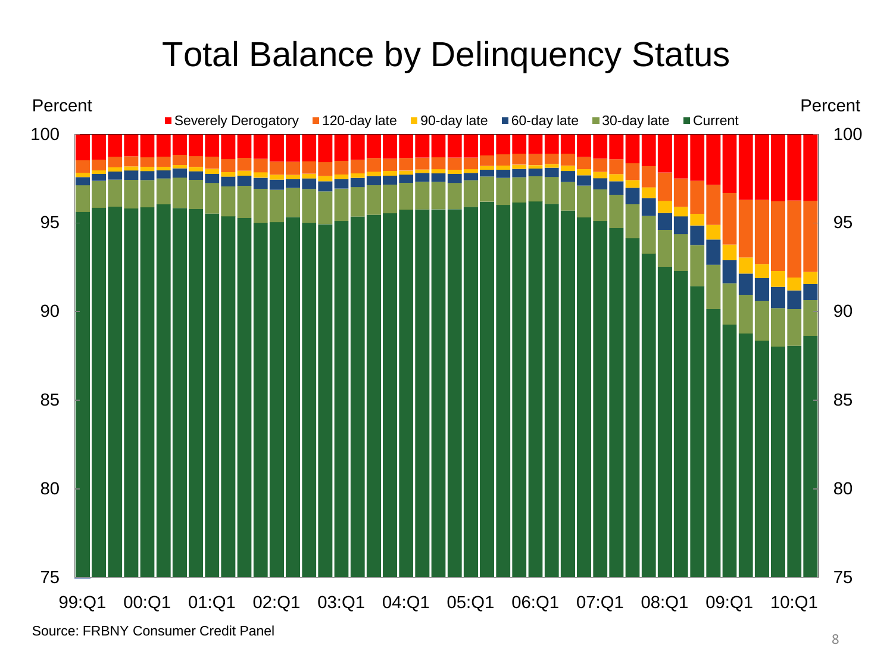# Total Balance by Delinquency Status

Percent

Severely Derogatory, 120-day late, 90-day late, 60-day late, 30-day late, Current

100, 95, 90, 85, 80, 75

99:Q1, 00:Q1, 01:Q1, 02:Q1, 03:Q1, 04:Q1, 05:Q1, 06:Q1, 07:Q1, 08:Q1, 09:Q1, 10:Q1

Source: FRBNY Consumer Credit Panel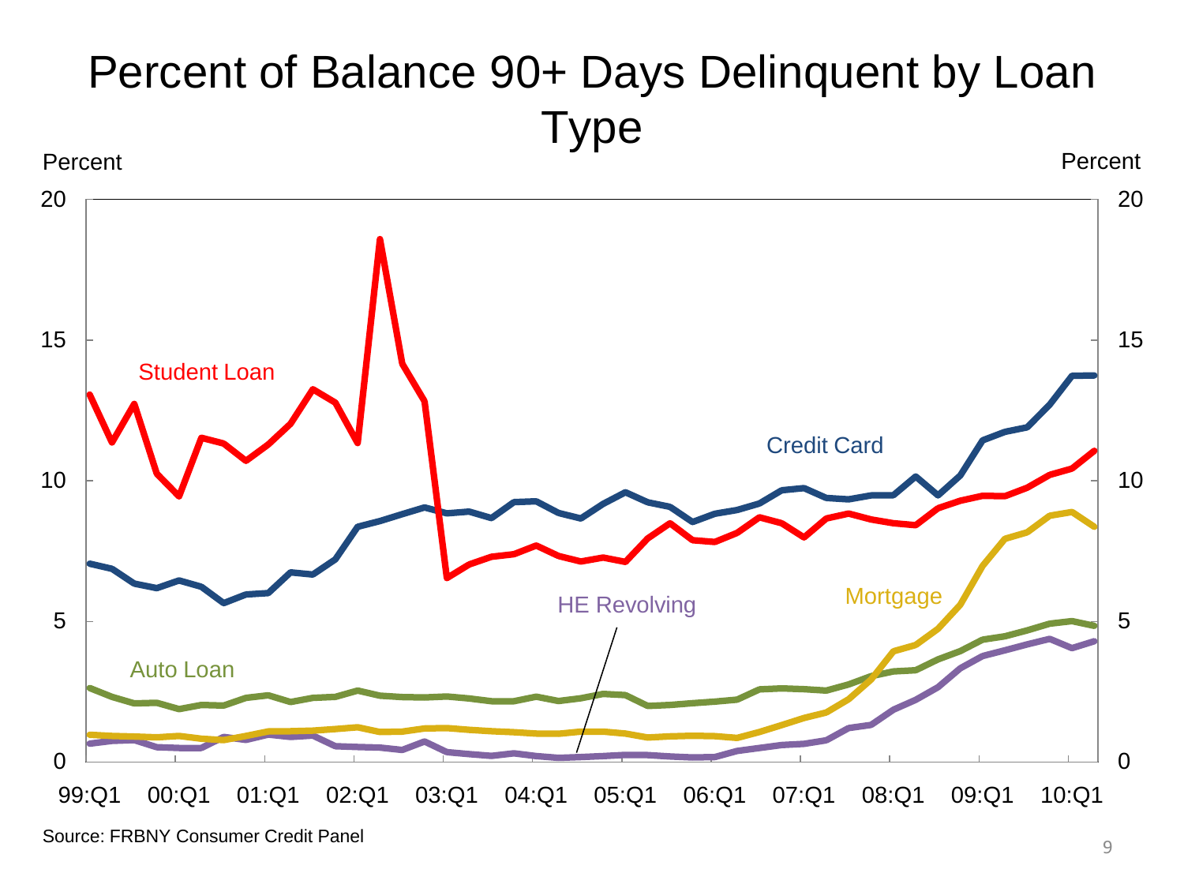# Percent of Balance 90+ Days Delinquent by Loan Type

Source: FRBNY Consumer Credit Panel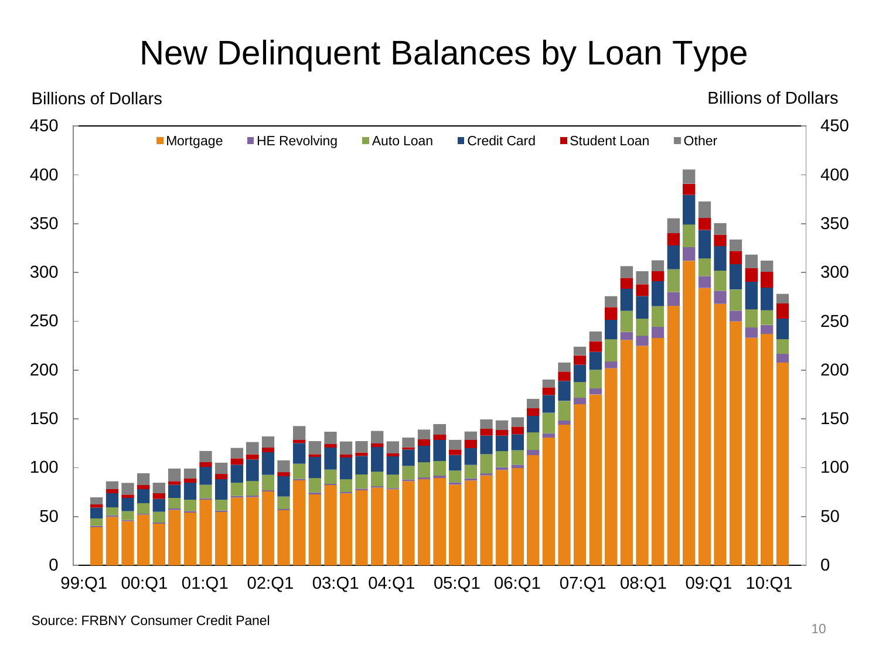# New Delinquent Balances by Loan Type

Billions of Dollars

Mortgage, HE Revolving, Auto Loan, Credit Card, Student Loan, Other

Source: FRBNY Consumer Credit Panel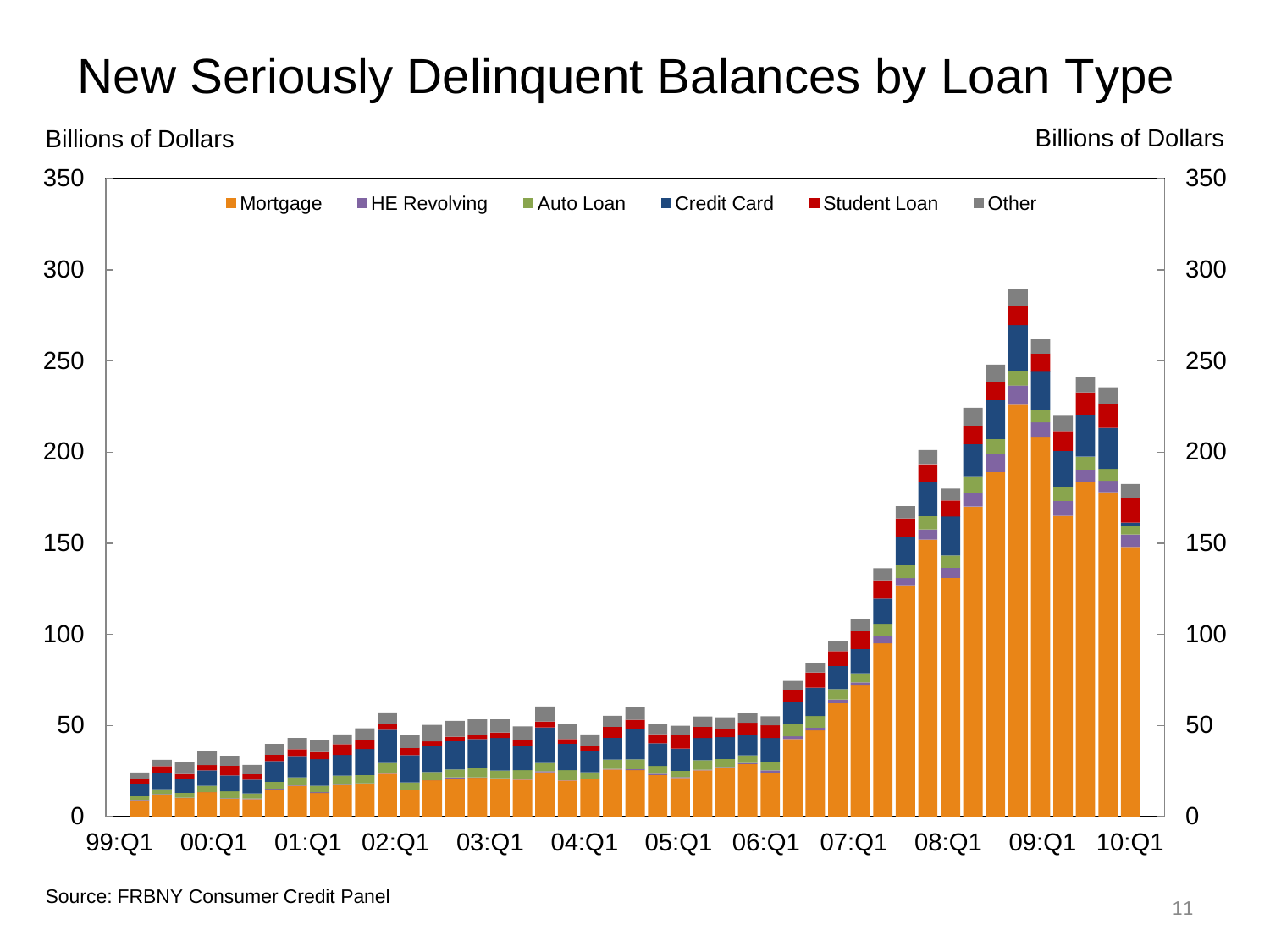# New Seriously Delinquent Balances by Loan Type

Source: FRBNY Consumer Credit Panel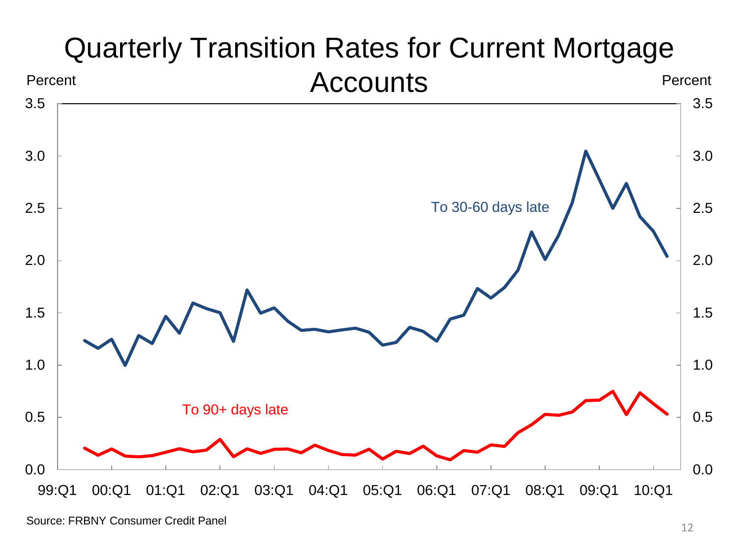# Quarterly Transition Rates for Current Mortgage Accounts

Percent | Percent

3.5 / 3.0 / 2.5 / 2.0 / 1.5 / 1.0 / 0.5 / 0.0

To 30-60 days late

To 90+ days late

99:Q1 00:Q1 01:Q1 02:Q1 03:Q1 04:Q1 05:Q1 06:Q1 07:Q1 08:Q1 09:Q1 10:Q1

Source: FRBNY Consumer Credit Panel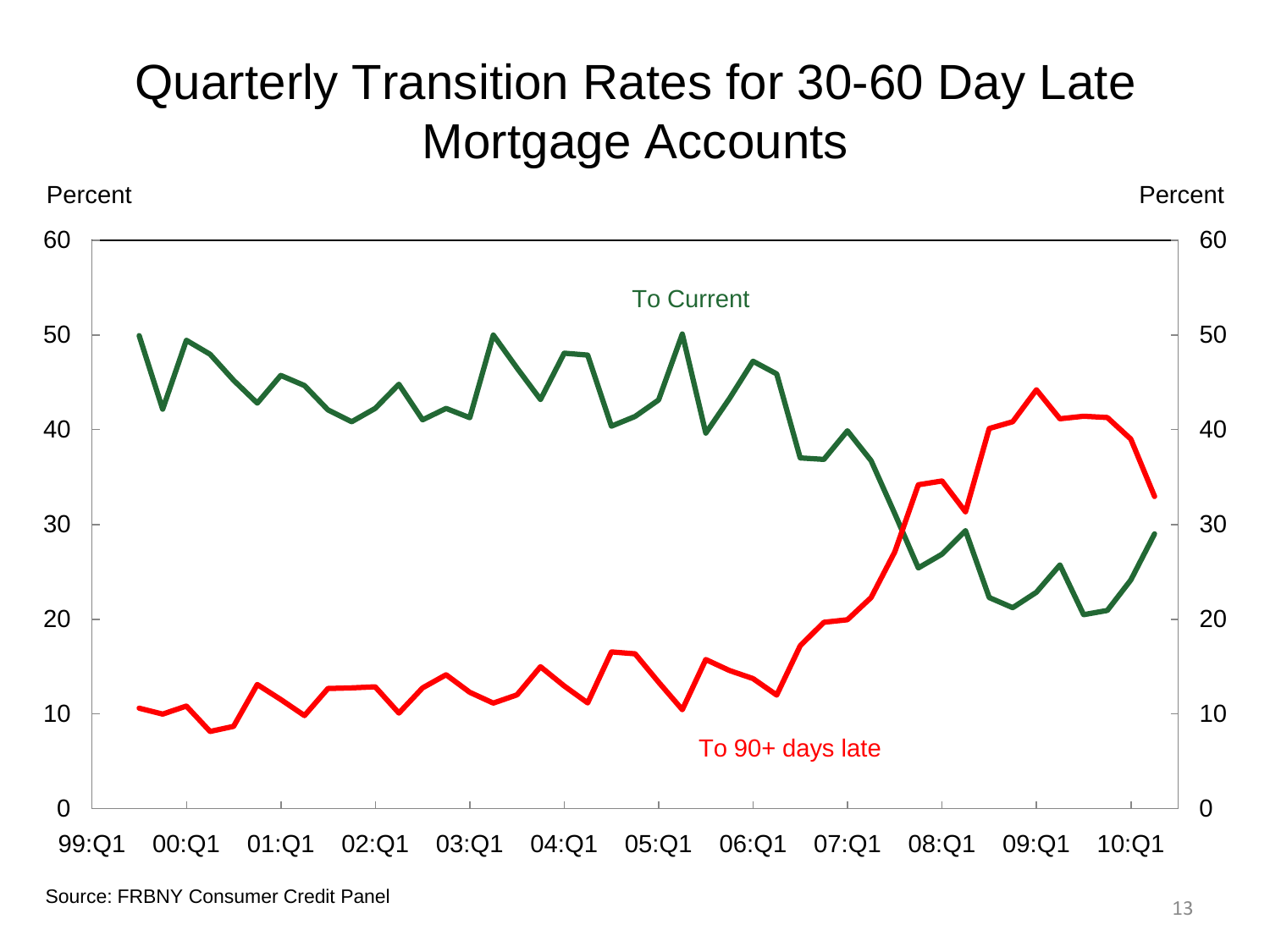# Quarterly Transition Rates for 30-60 Day Late Mortgage Accounts

Percent

To Current

To 90+ days late

Source: FRBNY Consumer Credit Panel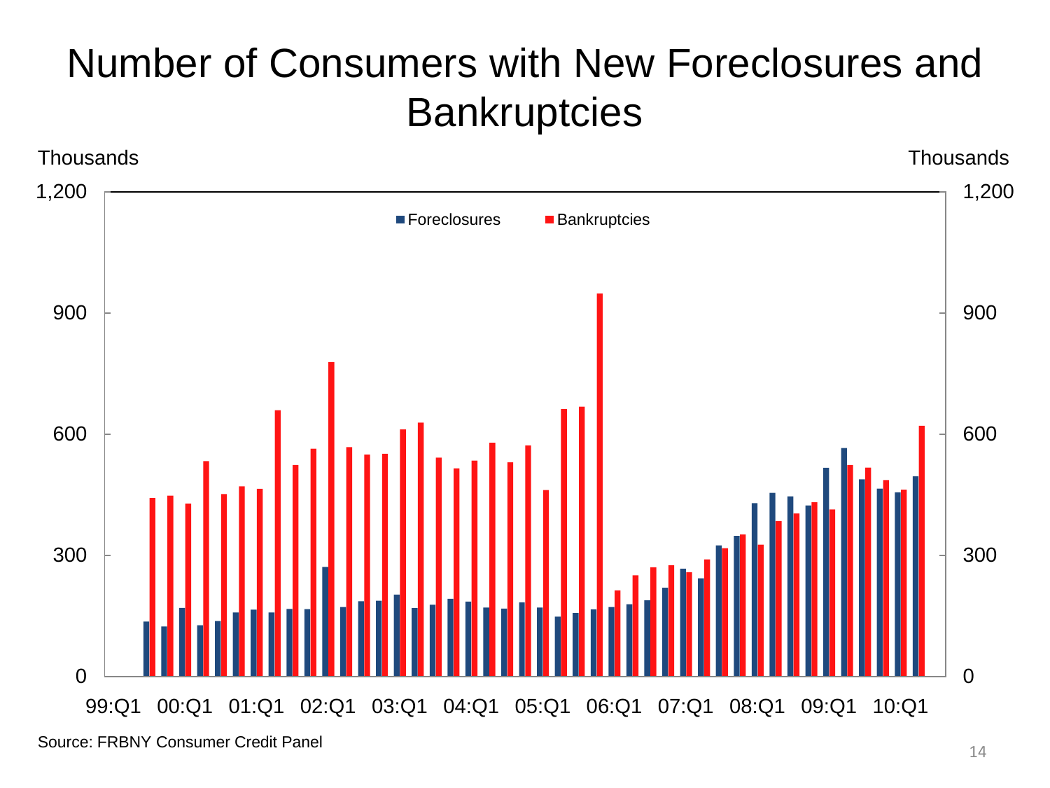# Number of Consumers with New Foreclosures and Bankruptcies

Thousands

Foreclosures · Bankruptcies

1,200 · 900 · 600 · 300 · 0

99:Q1 · 00:Q1 · 01:Q1 · 02:Q1 · 03:Q1 · 04:Q1 · 05:Q1 · 06:Q1 · 07:Q1 · 08:Q1 · 09:Q1 · 10:Q1

Source: FRBNY Consumer Credit Panel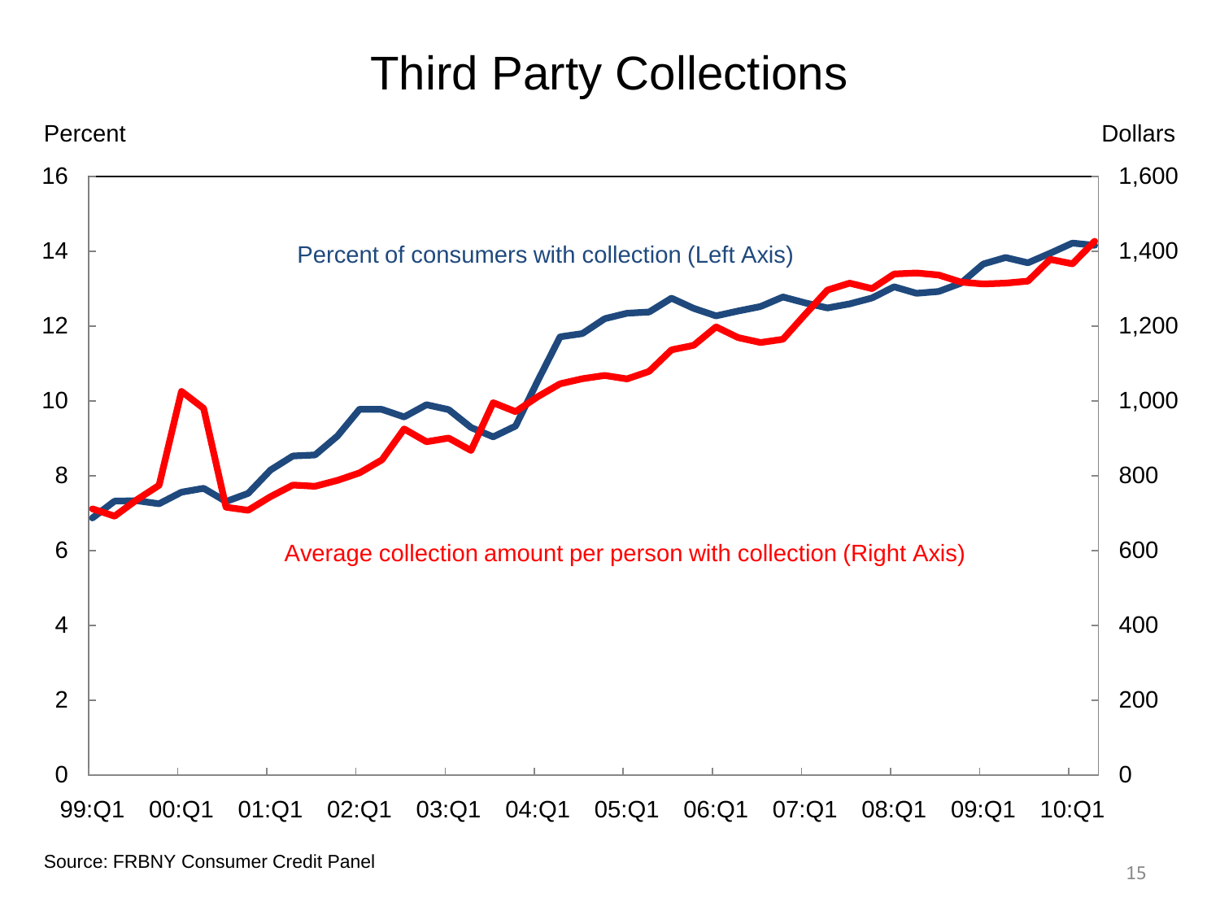# Third Party Collections

Percent | Dollars

Percent of consumers with collection (Left Axis)

Average collection amount per person with collection (Right Axis)

Source: FRBNY Consumer Credit Panel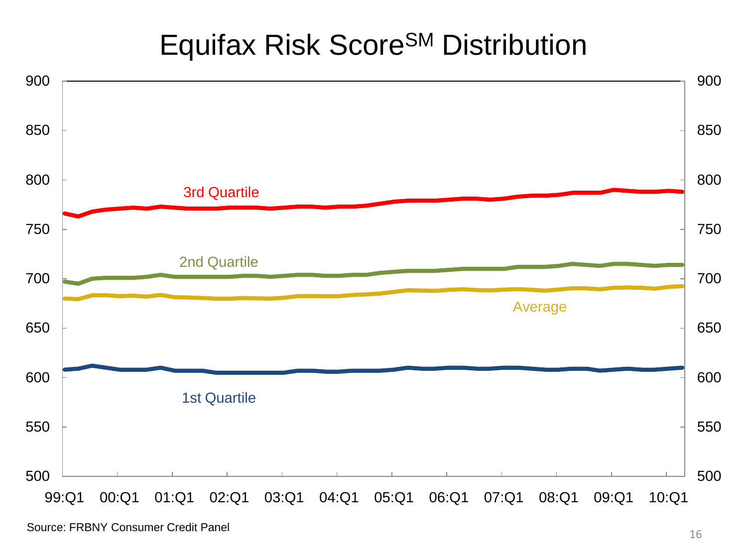# Equifax Risk Score[SM] Distribution

Source: FRBNY Consumer Credit Panel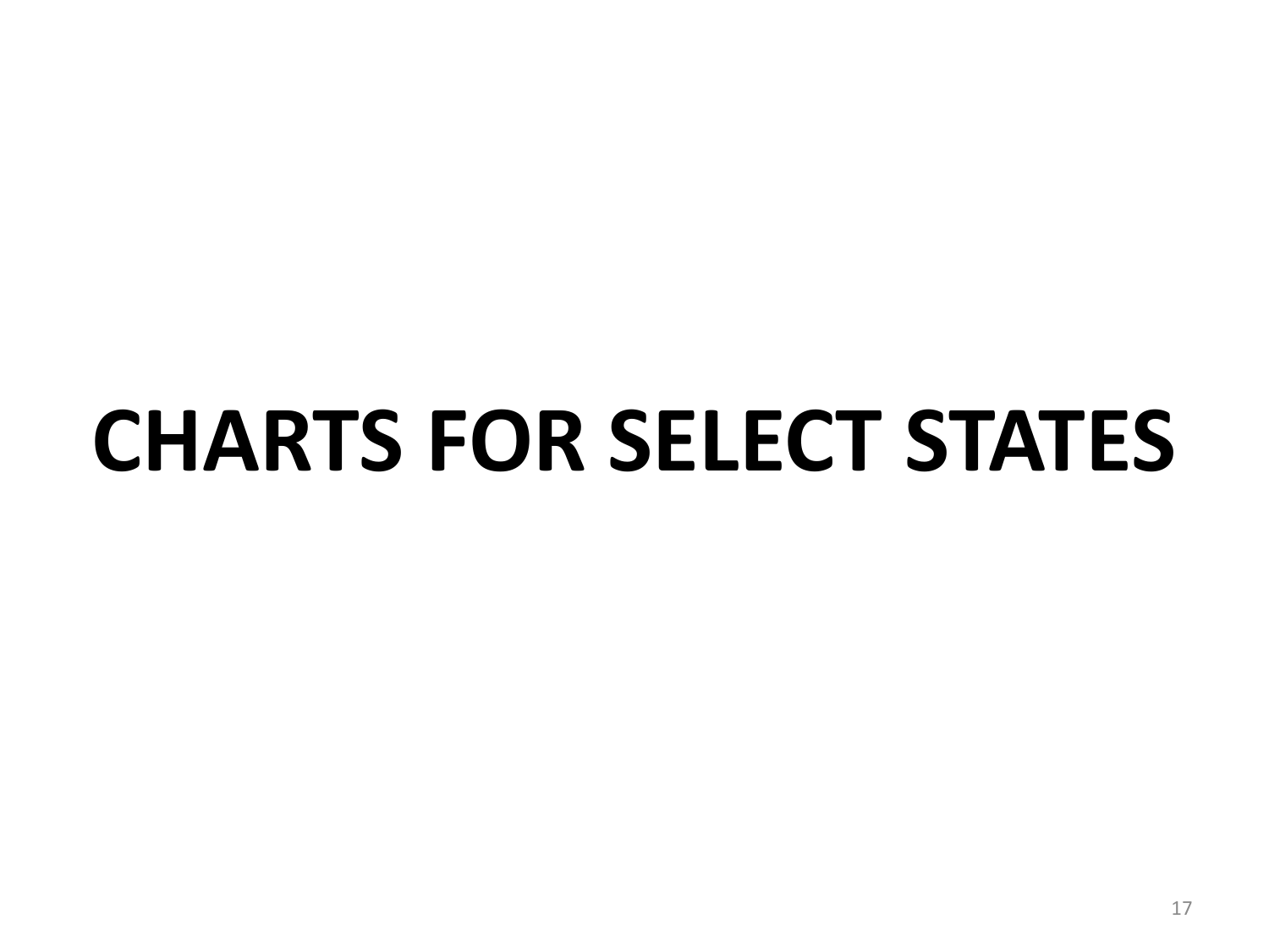# CHARTS FOR SELECT STATES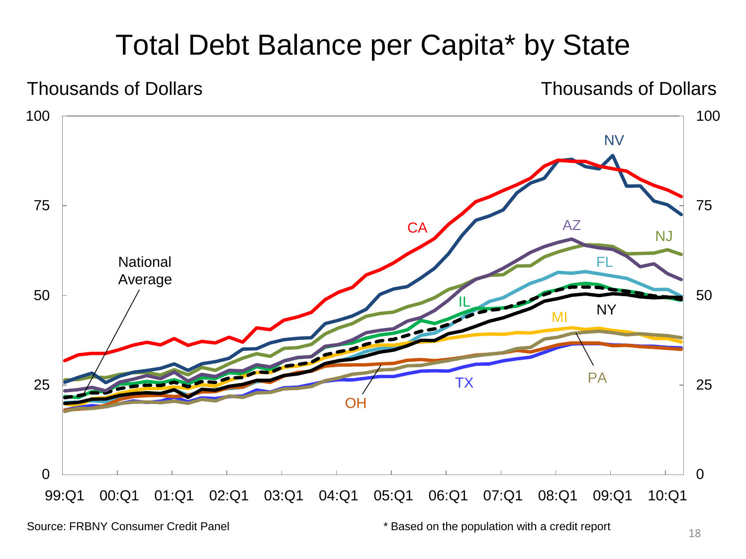# Total Debt Balance per Capita* by State

Thousands of Dollars

Source: FRBNY Consumer Credit Panel

* Based on the population with a credit report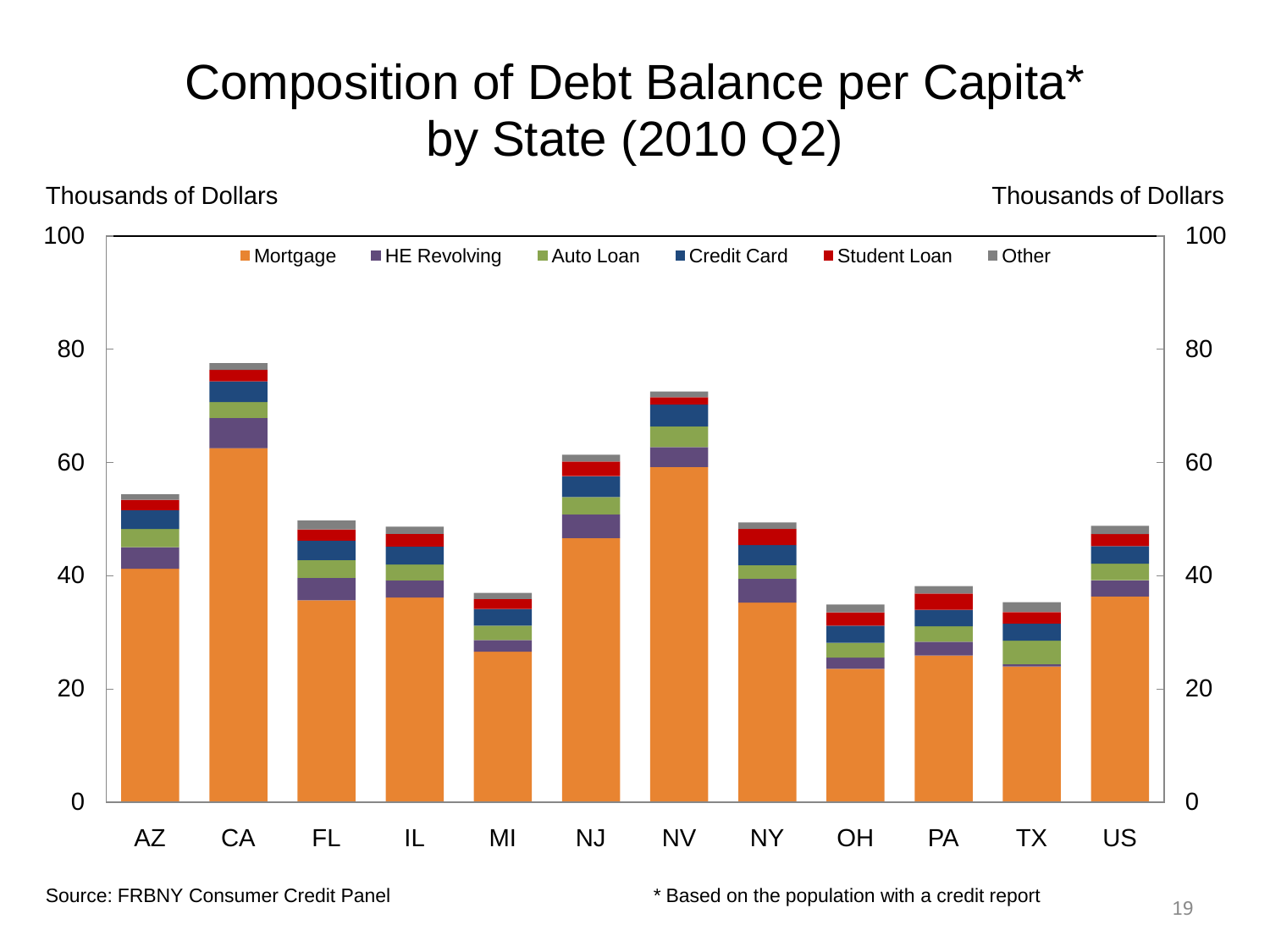# Composition of Debt Balance per Capita* by State (2010 Q2)

Thousands of Dollars

Mortgage, HE Revolving, Auto Loan, Credit Card, Student Loan, Other

AZ, CA, FL, IL, MI, NJ, NV, NY, OH, PA, TX, US

Source: FRBNY Consumer Credit Panel

* Based on the population with a credit report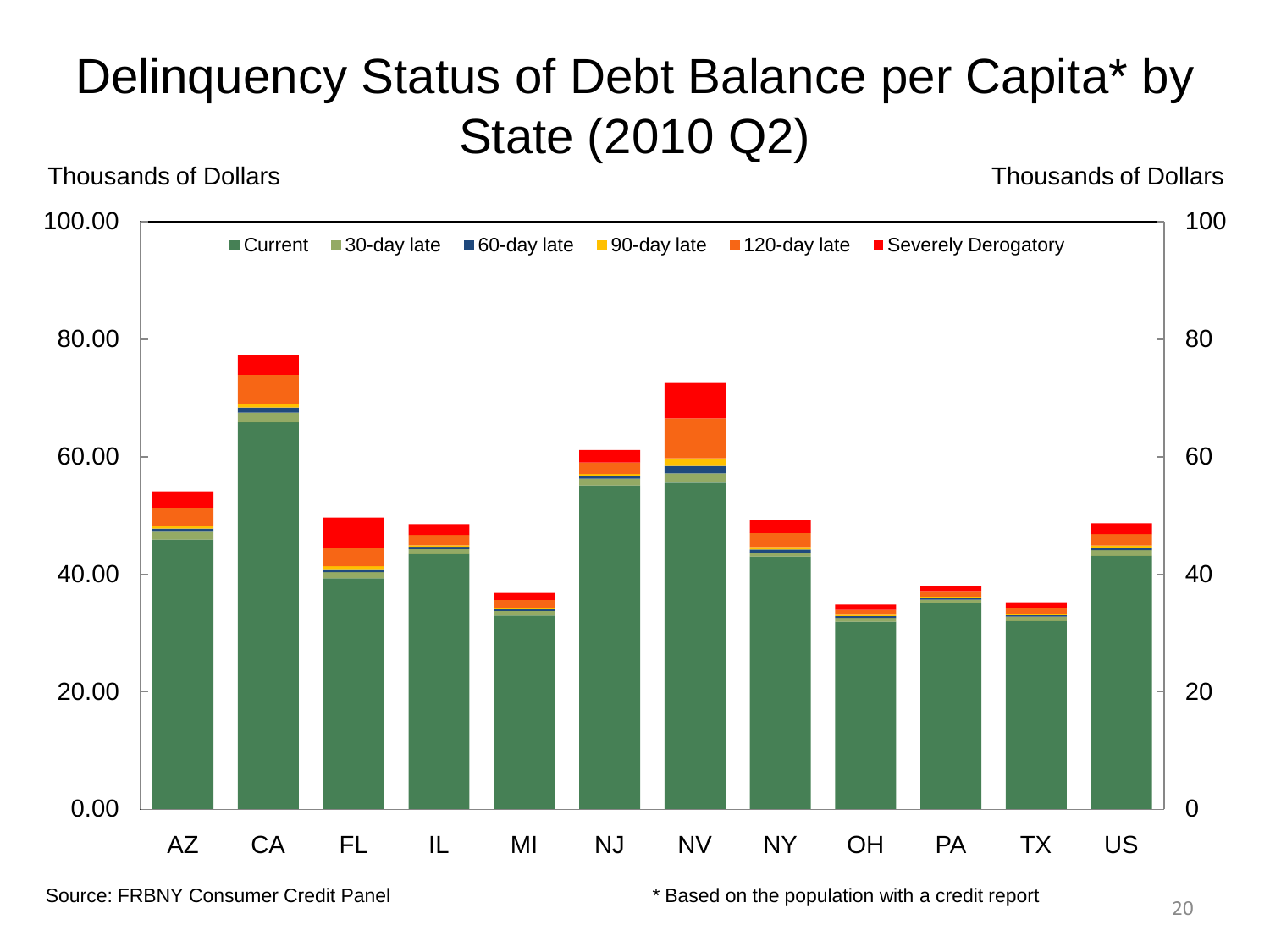# Delinquency Status of Debt Balance per Capita* by State (2010 Q2)

Thousands of Dollars

Thousands of Dollars

Current | 30-day late | 60-day late | 90-day late | 120-day late | Severely Derogatory

AZ CA FL IL MI NJ NV NY OH PA TX US

Source: FRBNY Consumer Credit Panel

* Based on the population with a credit report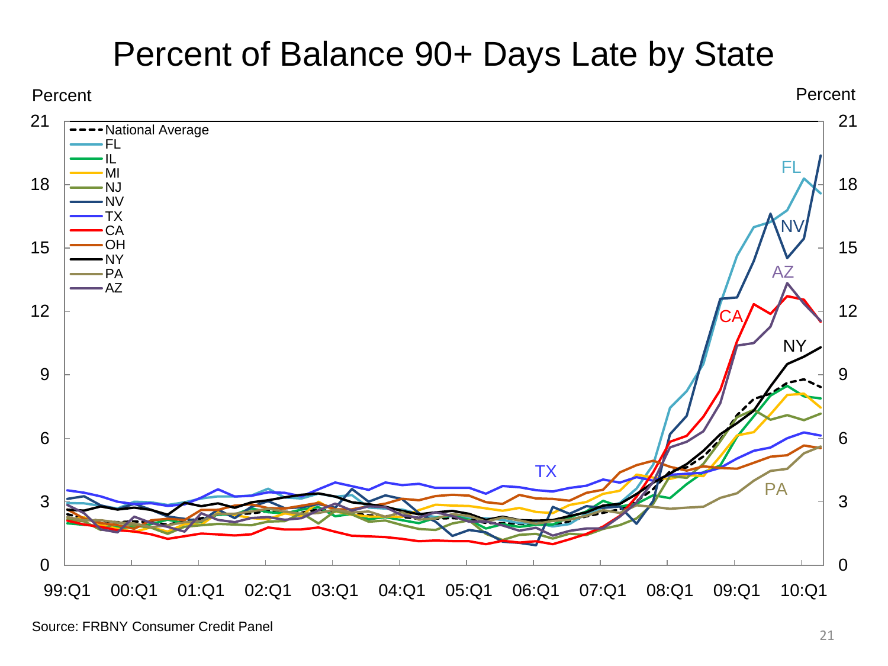# Percent of Balance 90+ Days Late by State

Percent

Percent

Legend: National Average, FL, IL, MI, NJ, NV, TX, CA, OH, NY, PA, AZ

Source: FRBNY Consumer Credit Panel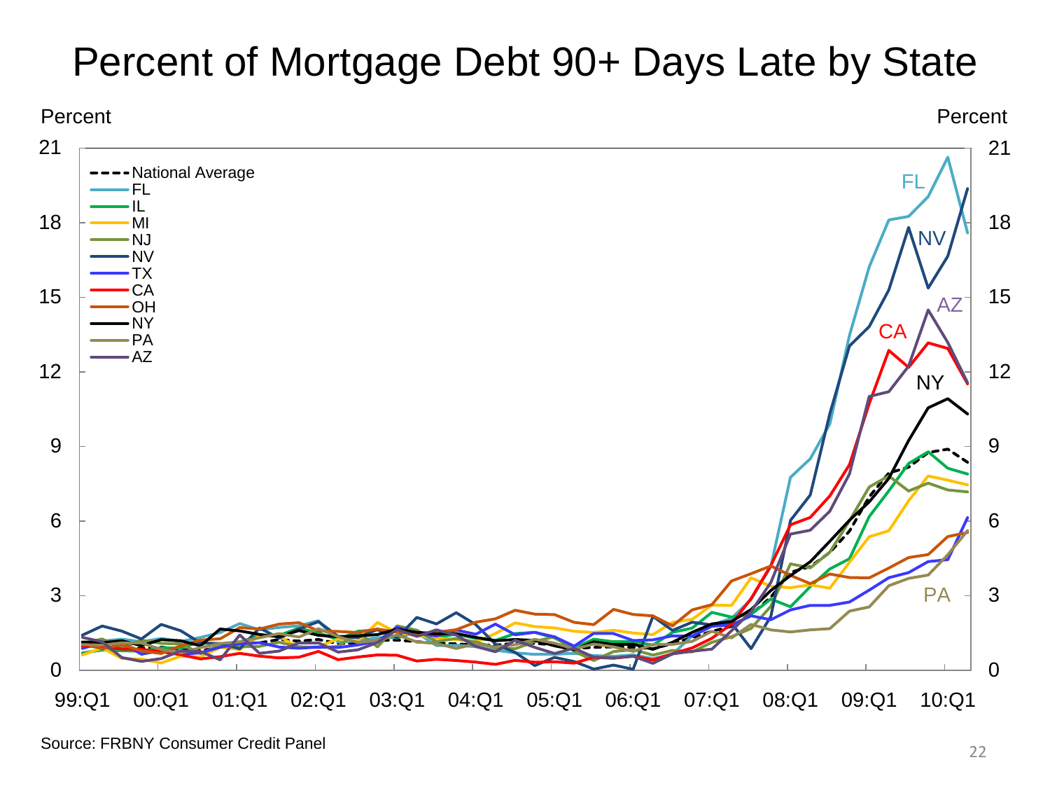# Percent of Mortgage Debt 90+ Days Late by State

Source: FRBNY Consumer Credit Panel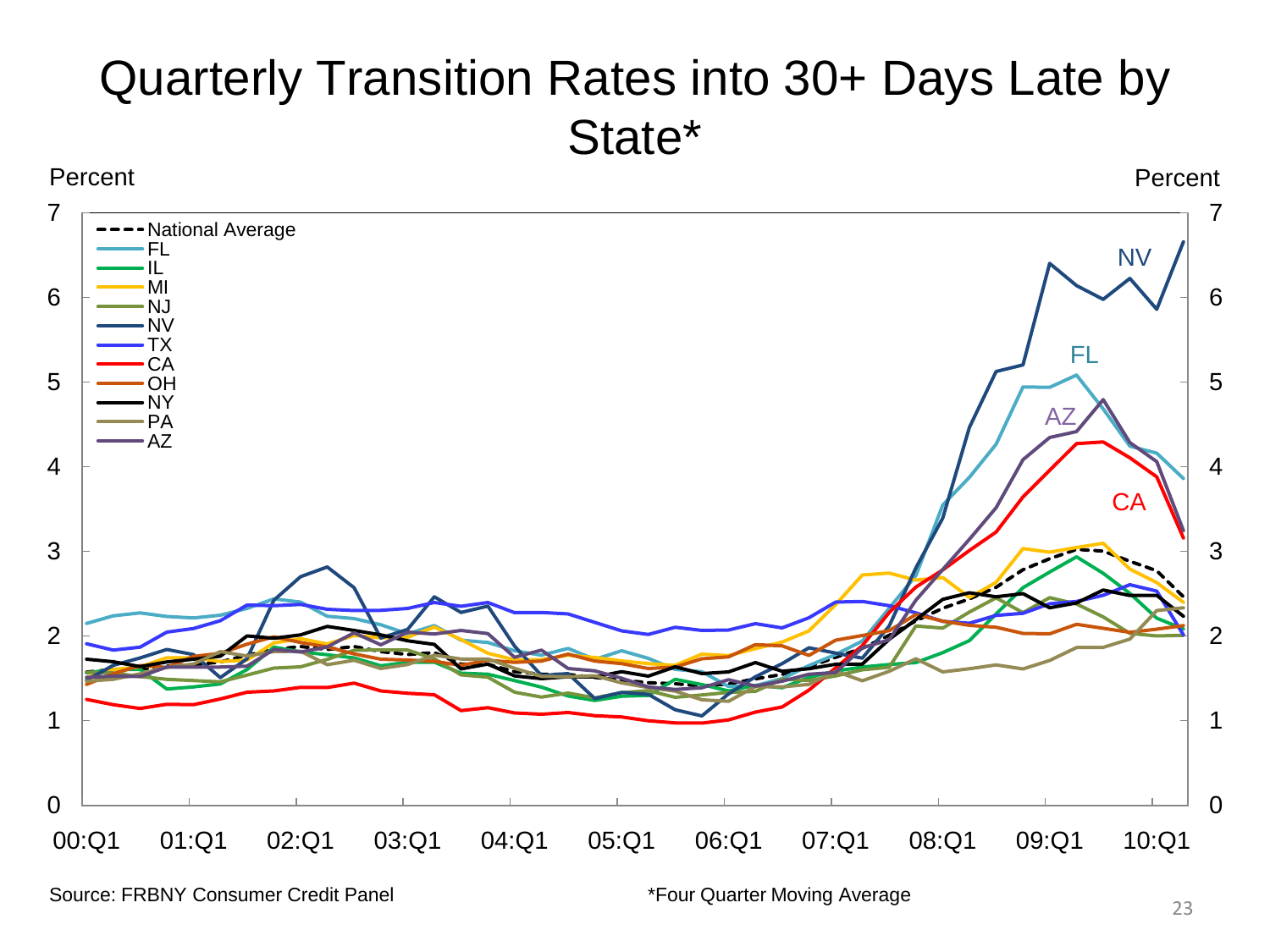# Quarterly Transition Rates into 30+ Days Late by State*

Source: FRBNY Consumer Credit Panel

*Four Quarter Moving Average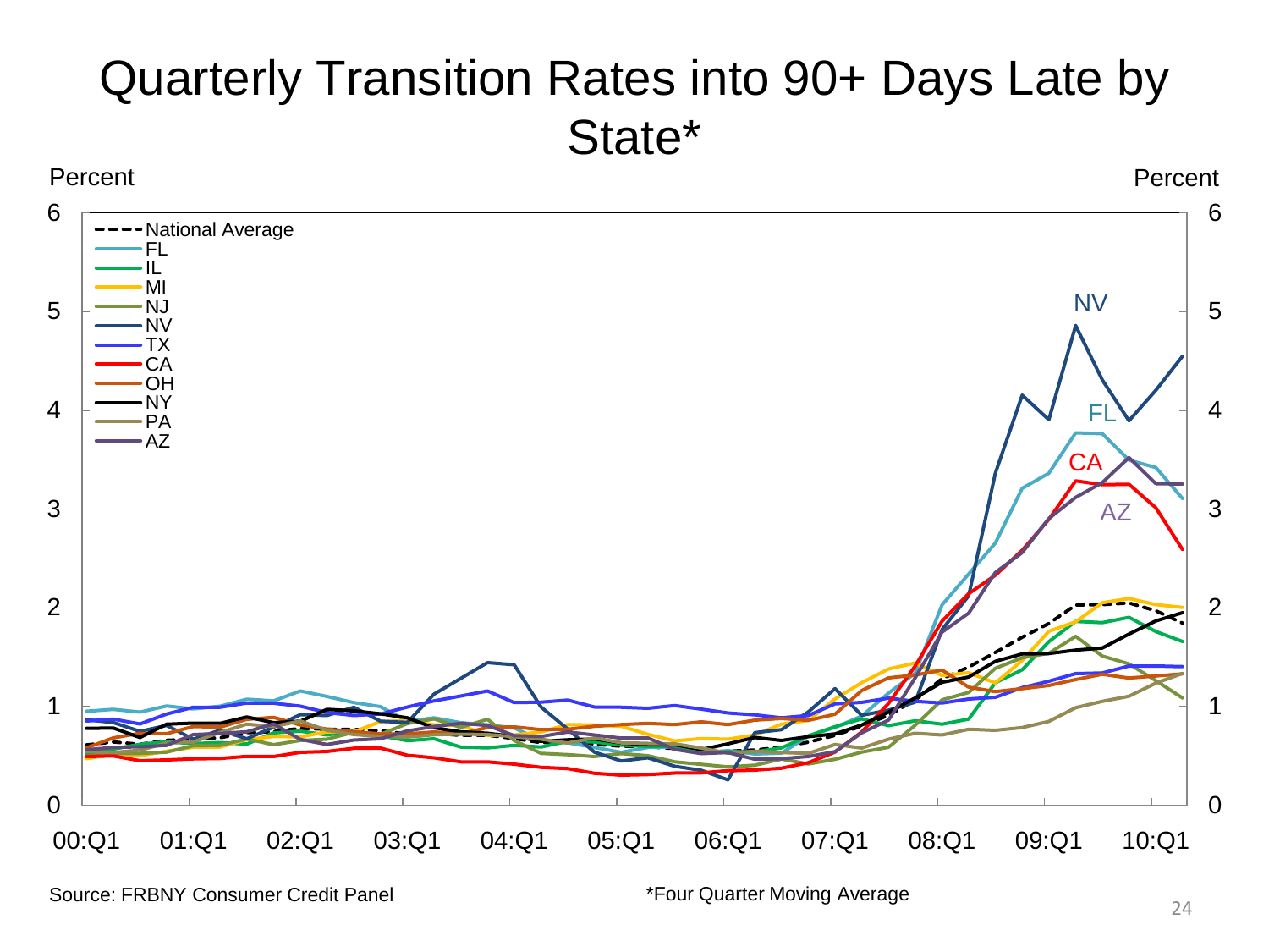# Quarterly Transition Rates into 90+ Days Late by State*

Source: FRBNY Consumer Credit Panel

*Four Quarter Moving Average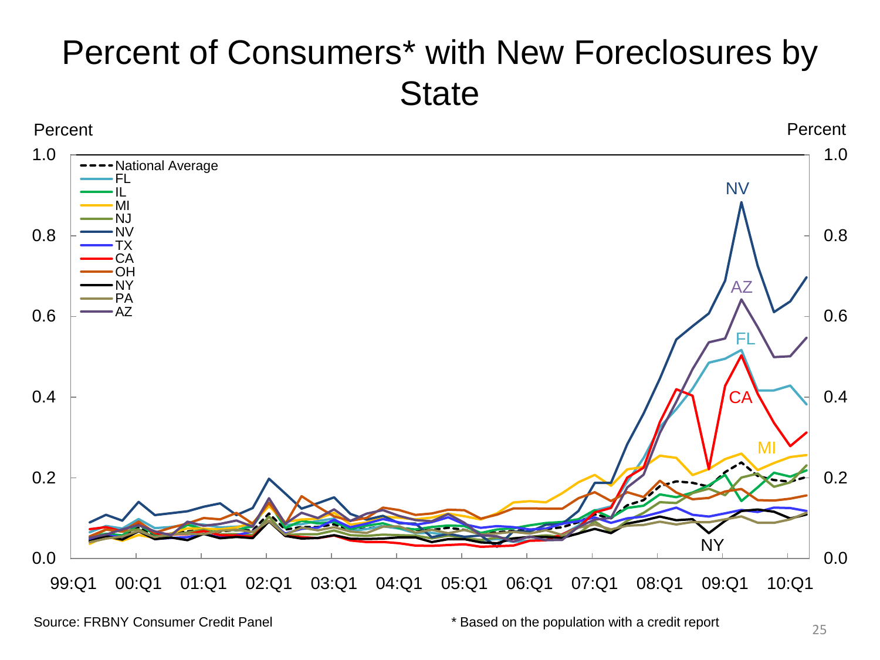# Percent of Consumers* with New Foreclosures by State

Percent

Percent

- National Average
- FL
- IL
- MI
- NJ
- NV
- TX
- CA
- OH
- NY
- PA
- AZ

Source: FRBNY Consumer Credit Panel

* Based on the population with a credit report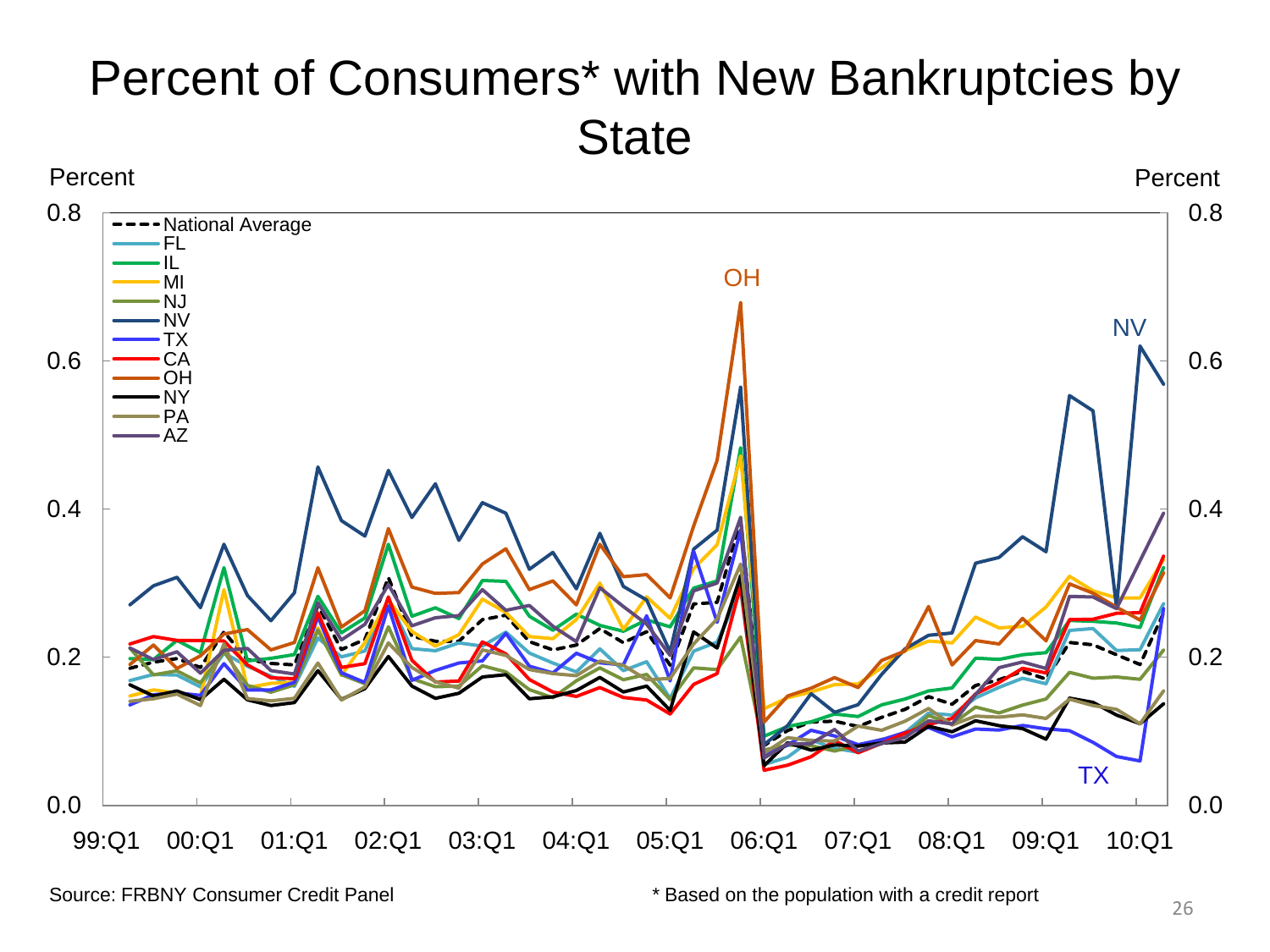# Percent of Consumers* with New Bankruptcies by State

Percent

Percent

- National Average
- FL
- IL
- MI
- NJ
- NV
- TX
- CA
- OH
- NY
- PA
- AZ

OH

NV

TX

0.8, 0.6, 0.4, 0.2, 0.0

99:Q1 00:Q1 01:Q1 02:Q1 03:Q1 04:Q1 05:Q1 06:Q1 07:Q1 08:Q1 09:Q1 10:Q1

Source: FRBNY Consumer Credit Panel

* Based on the population with a credit report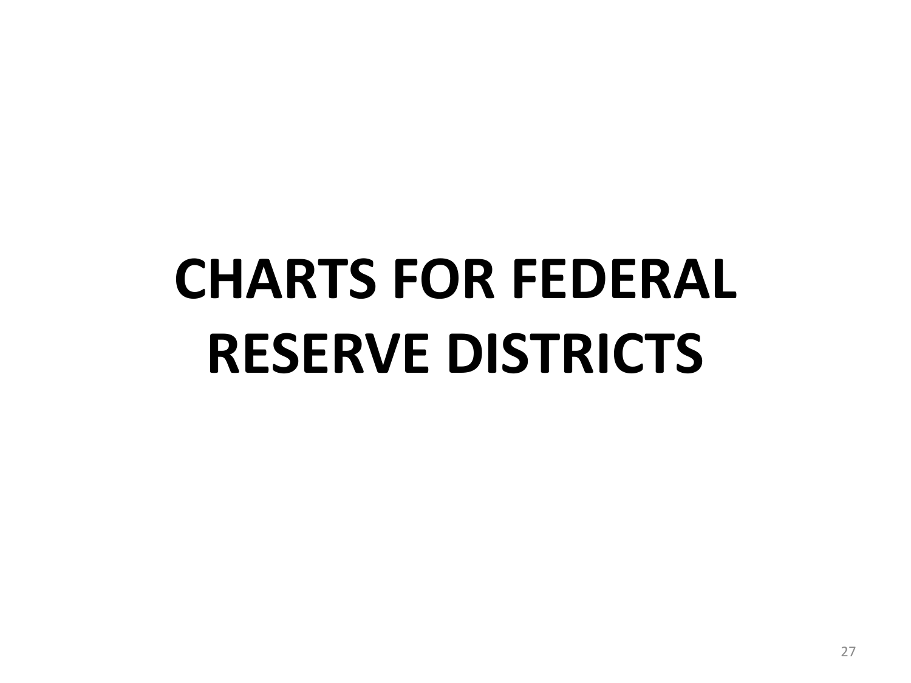# CHARTS FOR FEDERAL RESERVE DISTRICTS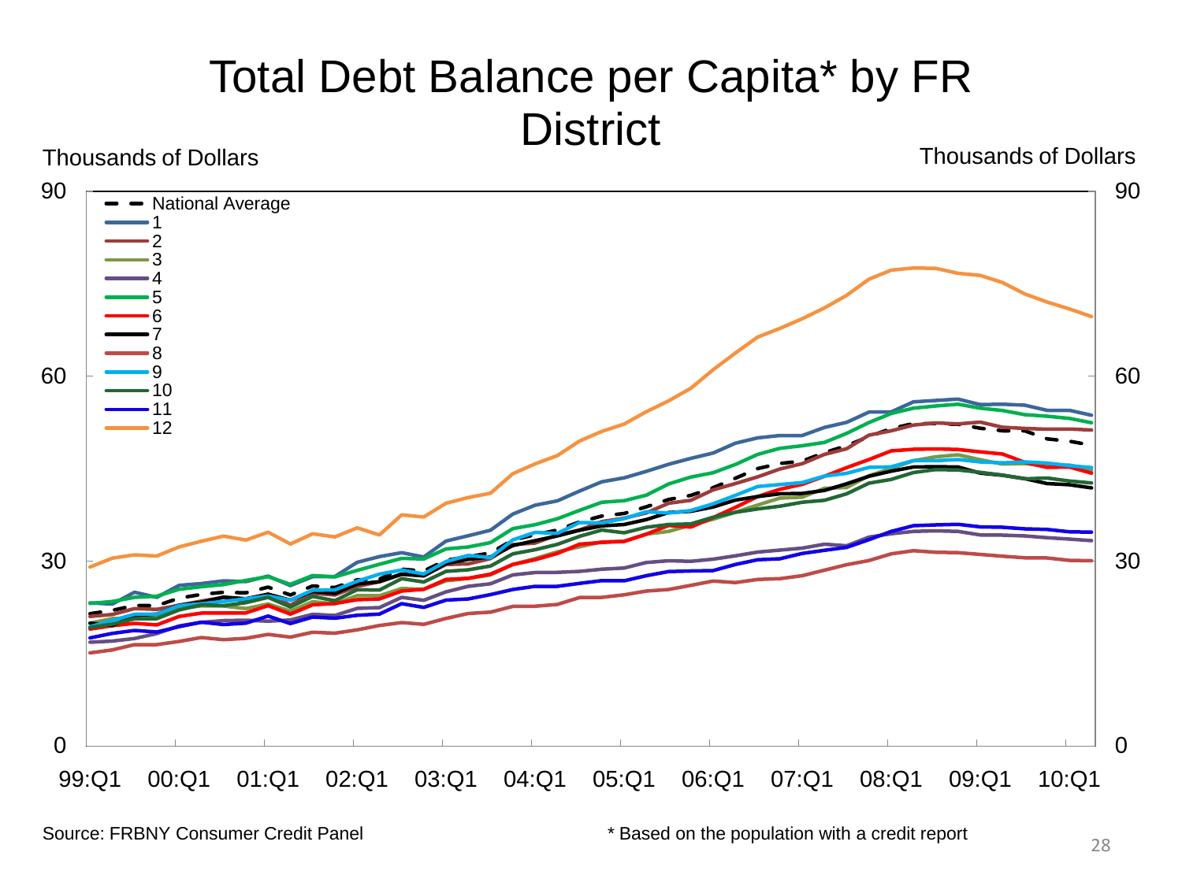# Total Debt Balance per Capita* by FR District

Thousands of Dollars

Thousands of Dollars

- National Average
- 1
- 2
- 3
- 4
- 5
- 6
- 7
- 8
- 9
- 10
- 11
- 12

Source: FRBNY Consumer Credit Panel

\* Based on the population with a credit report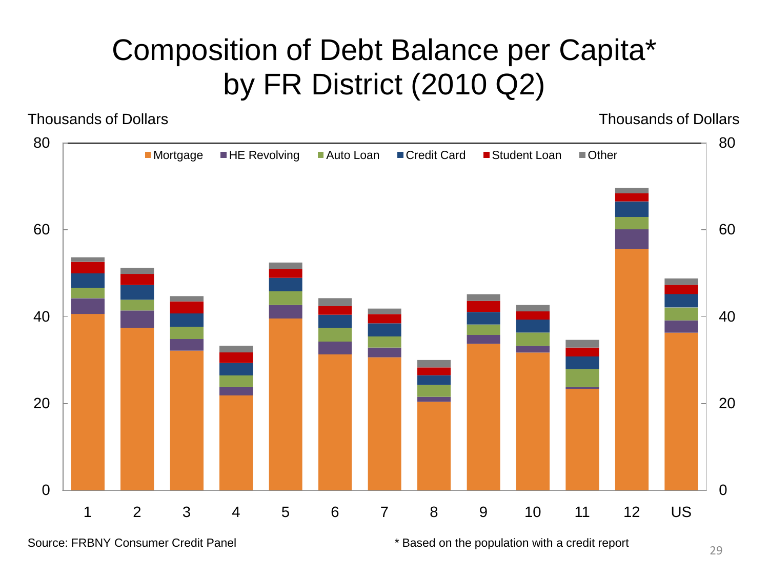# Composition of Debt Balance per Capita* by FR District (2010 Q2)

Thousands of Dollars

Mortgage, HE Revolving, Auto Loan, Credit Card, Student Loan, Other

1 2 3 4 5 6 7 8 9 10 11 12 US

Source: FRBNY Consumer Credit Panel

* Based on the population with a credit report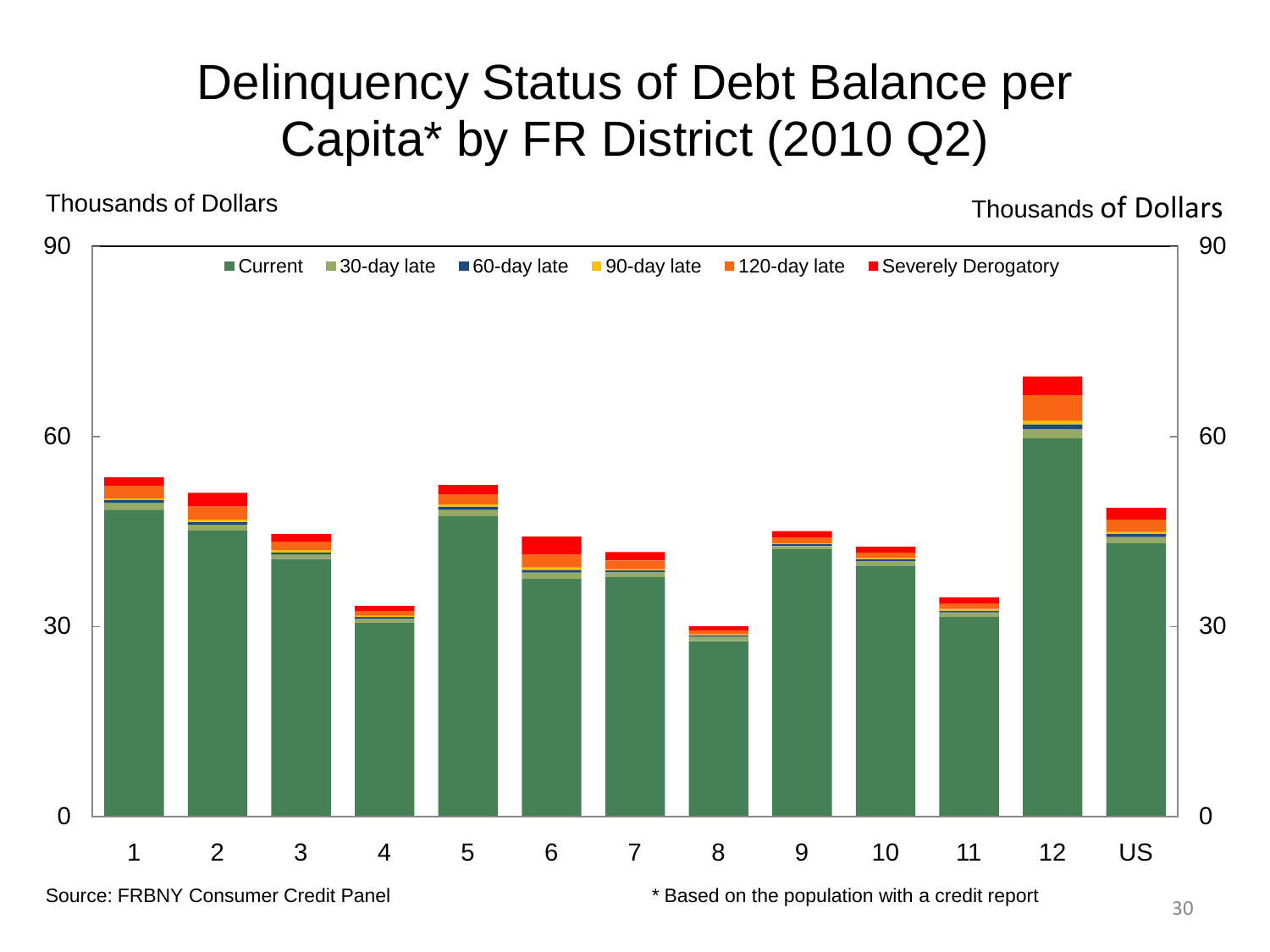# Delinquency Status of Debt Balance per Capita* by FR District (2010 Q2)

Thousands of Dollars

Current | 30-day late | 60-day late | 90-day late | 120-day late | Severely Derogatory

Districts: 1, 2, 3, 4, 5, 6, 7, 8, 9, 10, 11, 12, US

Source: FRBNY Consumer Credit Panel

\* Based on the population with a credit report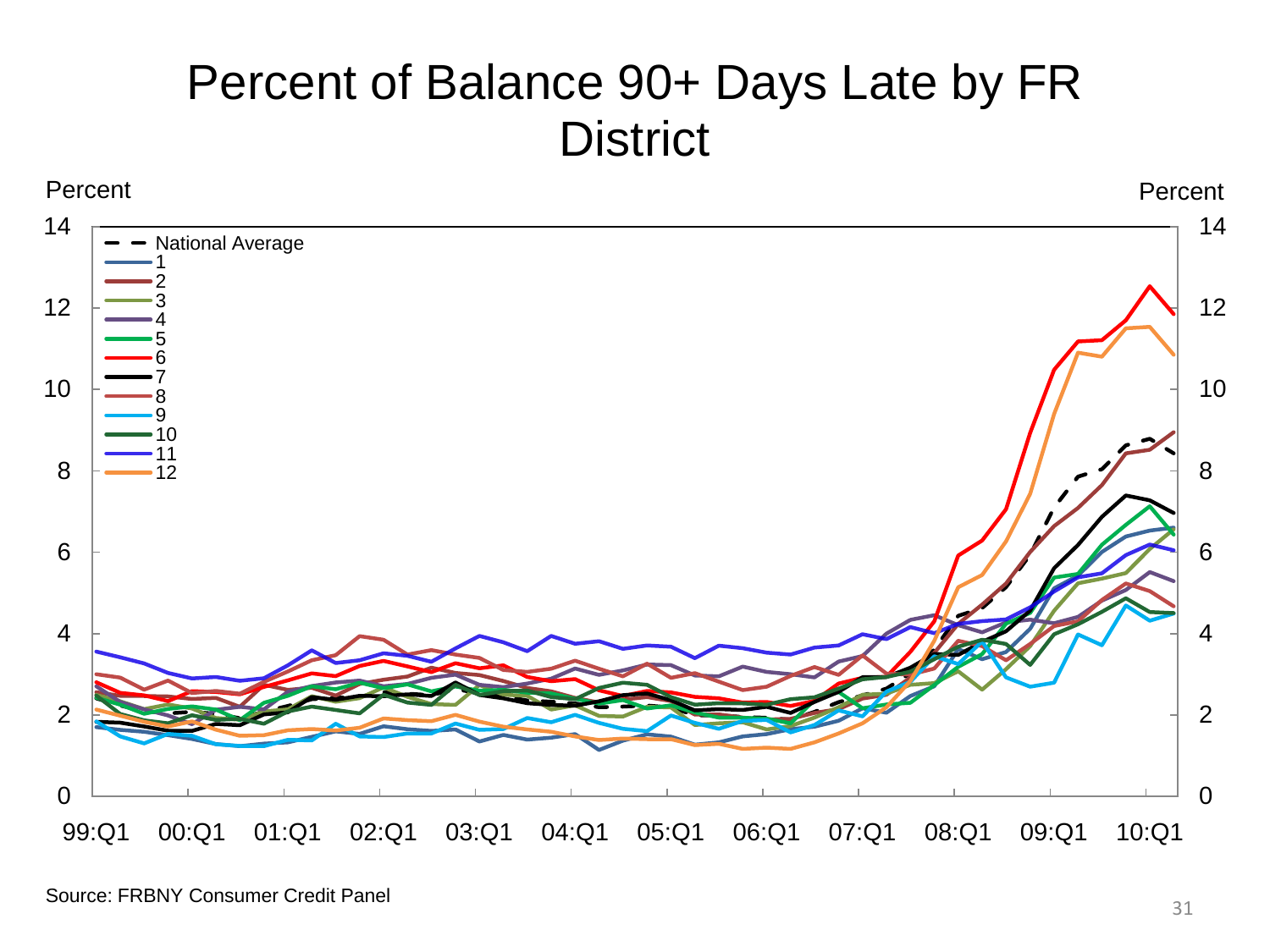# Percent of Balance 90+ Days Late by FR District

Source: FRBNY Consumer Credit Panel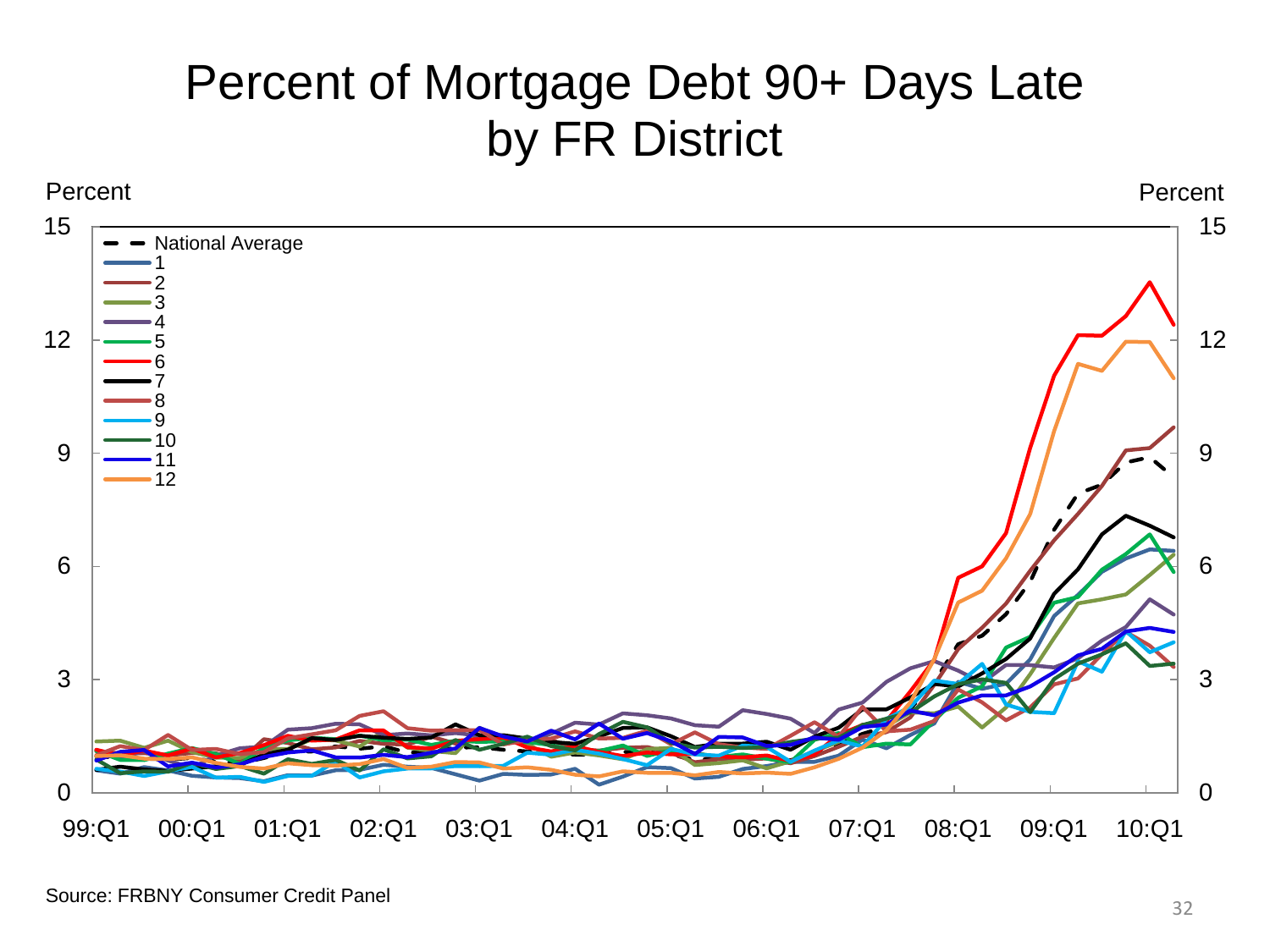# Percent of Mortgage Debt 90+ Days Late by FR District

Source: FRBNY Consumer Credit Panel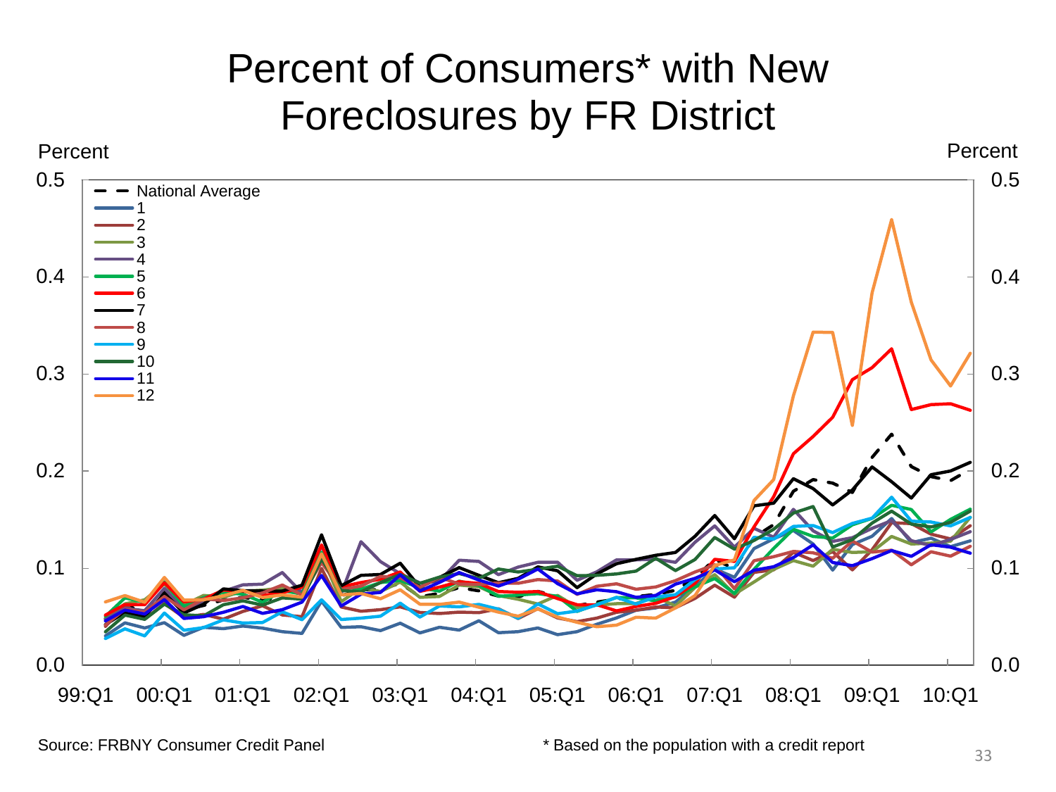# Percent of Consumers* with New Foreclosures by FR District

Source: FRBNY Consumer Credit Panel

* Based on the population with a credit report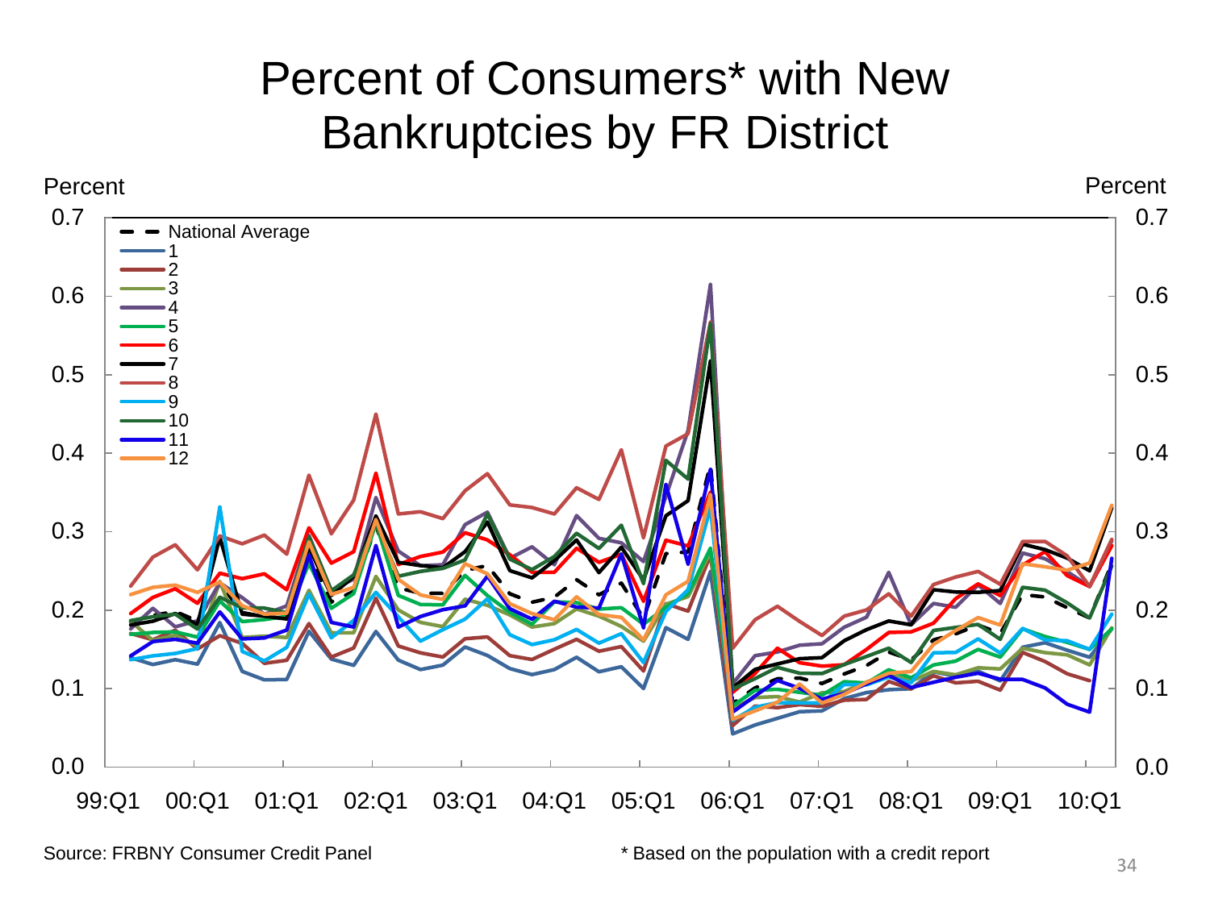# Percent of Consumers* with New Bankruptcies by FR District

Percent

Percent

National Average, 1, 2, 3, 4, 5, 6, 7, 8, 9, 10, 11, 12

0.0, 0.1, 0.2, 0.3, 0.4, 0.5, 0.6, 0.7

99:Q1, 00:Q1, 01:Q1, 02:Q1, 03:Q1, 04:Q1, 05:Q1, 06:Q1, 07:Q1, 08:Q1, 09:Q1, 10:Q1

Source: FRBNY Consumer Credit Panel

* Based on the population with a credit report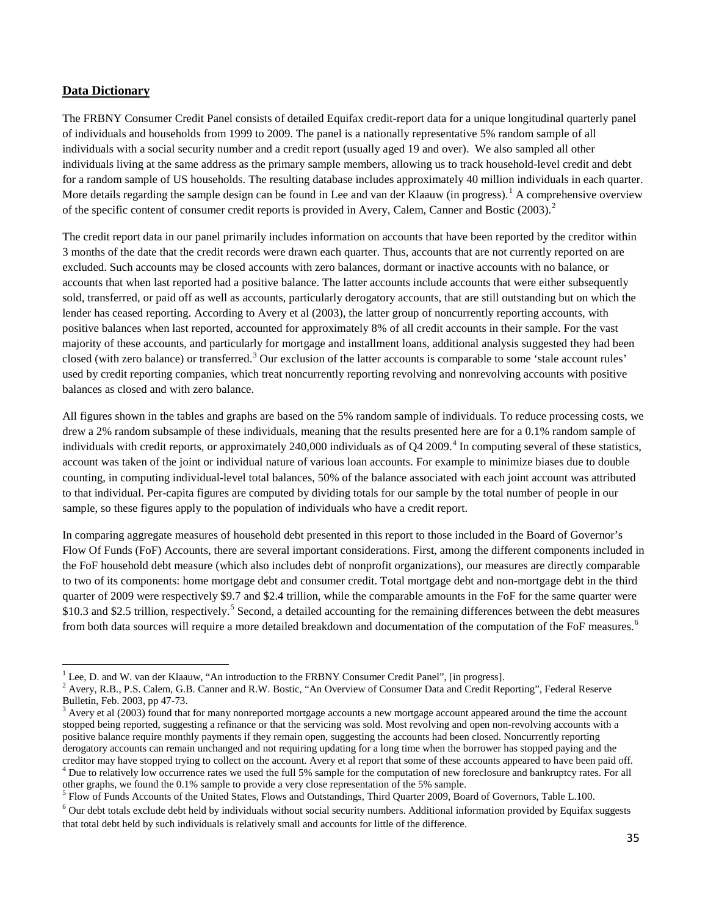## Data Dictionary

The FRBNY Consumer Credit Panel consists of detailed Equifax credit-report data for a unique longitudinal quarterly panel of individuals and households from 1999 to 2009. The panel is a nationally representative 5% random sample of all individuals with a social security number and a credit report (usually aged 19 and over). We also sampled all other individuals living at the same address as the primary sample members, allowing us to track household-level credit and debt for a random sample of US households. The resulting database includes approximately 40 million individuals in each quarter. More details regarding the sample design can be found in Lee and van der Klaauw (in progress).[1] A comprehensive overview of the specific content of consumer credit reports is provided in Avery, Calem, Canner and Bostic (2003).[2]

The credit report data in our panel primarily includes information on accounts that have been reported by the creditor within 3 months of the date that the credit records were drawn each quarter. Thus, accounts that are not currently reported on are excluded. Such accounts may be closed accounts with zero balances, dormant or inactive accounts with no balance, or accounts that when last reported had a positive balance. The latter accounts include accounts that were either subsequently sold, transferred, or paid off as well as accounts, particularly derogatory accounts, that are still outstanding but on which the lender has ceased reporting. According to Avery et al (2003), the latter group of noncurrently reporting accounts, with positive balances when last reported, accounted for approximately 8% of all credit accounts in their sample. For the vast majority of these accounts, and particularly for mortgage and installment loans, additional analysis suggested they had been closed (with zero balance) or transferred.[3] Our exclusion of the latter accounts is comparable to some 'stale account rules' used by credit reporting companies, which treat noncurrently reporting revolving and nonrevolving accounts with positive balances as closed and with zero balance.

All figures shown in the tables and graphs are based on the 5% random sample of individuals. To reduce processing costs, we drew a 2% random subsample of these individuals, meaning that the results presented here are for a 0.1% random sample of individuals with credit reports, or approximately 240,000 individuals as of Q4 2009.[4] In computing several of these statistics, account was taken of the joint or individual nature of various loan accounts. For example to minimize biases due to double counting, in computing individual-level total balances, 50% of the balance associated with each joint account was attributed to that individual. Per-capita figures are computed by dividing totals for our sample by the total number of people in our sample, so these figures apply to the population of individuals who have a credit report.

In comparing aggregate measures of household debt presented in this report to those included in the Board of Governor's Flow Of Funds (FoF) Accounts, there are several important considerations. First, among the different components included in the FoF household debt measure (which also includes debt of nonprofit organizations), our measures are directly comparable to two of its components: home mortgage debt and consumer credit. Total mortgage debt and non-mortgage debt in the third quarter of 2009 were respectively $9.7 and $2.4 trillion, while the comparable amounts in the FoF for the same quarter were $10.3 and $2.5 trillion, respectively.[5] Second, a detailed accounting for the remaining differences between the debt measures from both data sources will require a more detailed breakdown and documentation of the computation of the FoF measures.[6]

---

[1] Lee, D. and W. van der Klaauw, "An introduction to the FRBNY Consumer Credit Panel", [in progress].

[2] Avery, R.B., P.S. Calem, G.B. Canner and R.W. Bostic, "An Overview of Consumer Data and Credit Reporting", Federal Reserve Bulletin, Feb. 2003, pp 47-73.

[3] Avery et al (2003) found that for many nonreported mortgage accounts a new mortgage account appeared around the time the account stopped being reported, suggesting a refinance or that the servicing was sold. Most revolving and open non-revolving accounts with a positive balance require monthly payments if they remain open, suggesting the accounts had been closed. Noncurrently reporting derogatory accounts can remain unchanged and not requiring updating for a long time when the borrower has stopped paying and the creditor may have stopped trying to collect on the account. Avery et al report that some of these accounts appeared to have been paid off.

[4] Due to relatively low occurrence rates we used the full 5% sample for the computation of new foreclosure and bankruptcy rates. For all other graphs, we found the 0.1% sample to provide a very close representation of the 5% sample.

[5] Flow of Funds Accounts of the United States, Flows and Outstandings, Third Quarter 2009, Board of Governors, Table L.100.

[6] Our debt totals exclude debt held by individuals without social security numbers. Additional information provided by Equifax suggests that total debt held by such individuals is relatively small and accounts for little of the difference.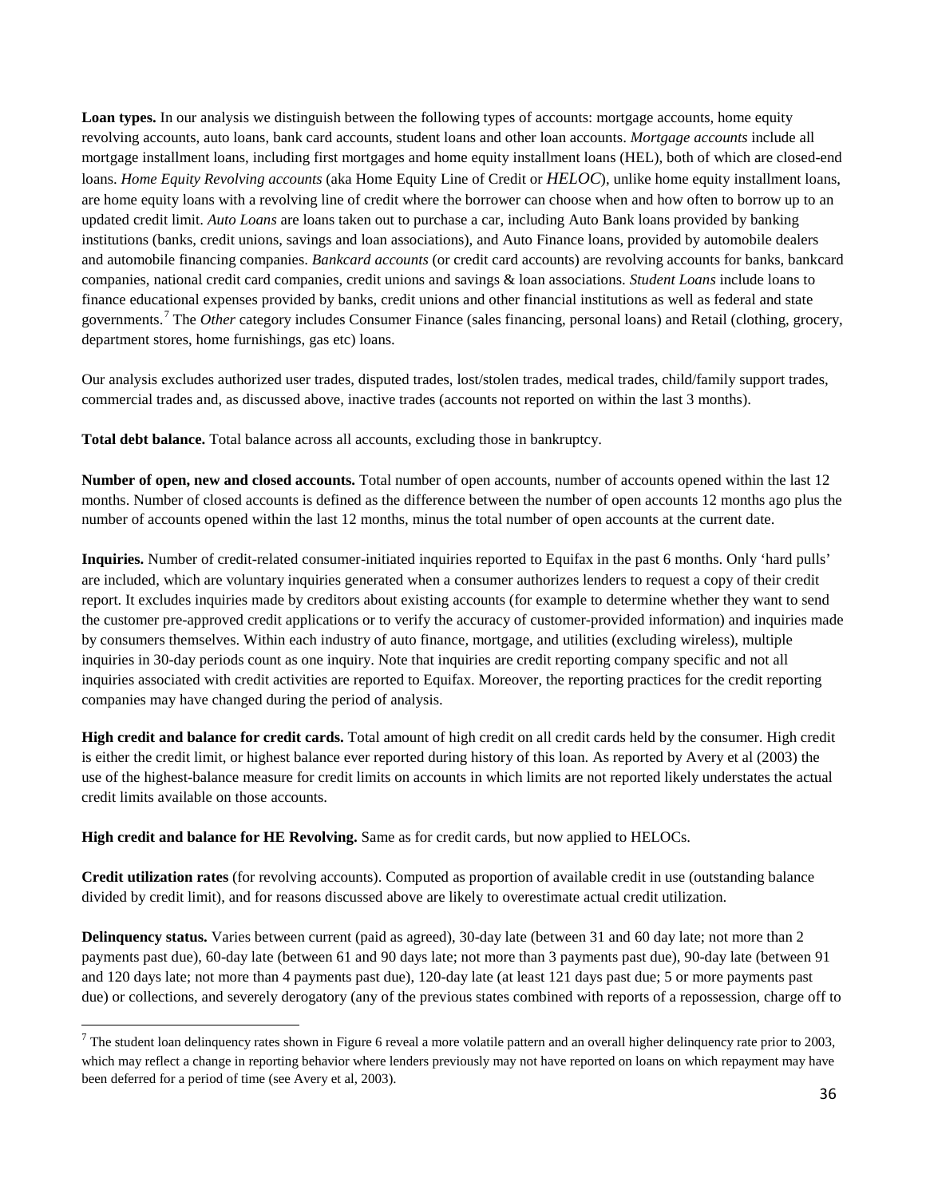**Loan types.** In our analysis we distinguish between the following types of accounts: mortgage accounts, home equity revolving accounts, auto loans, bank card accounts, student loans and other loan accounts. *Mortgage accounts* include all mortgage installment loans, including first mortgages and home equity installment loans (HEL), both of which are closed-end loans. *Home Equity Revolving accounts* (aka Home Equity Line of Credit or *HELOC*), unlike home equity installment loans, are home equity loans with a revolving line of credit where the borrower can choose when and how often to borrow up to an updated credit limit. *Auto Loans* are loans taken out to purchase a car, including Auto Bank loans provided by banking institutions (banks, credit unions, savings and loan associations), and Auto Finance loans, provided by automobile dealers and automobile financing companies. *Bankcard accounts* (or credit card accounts) are revolving accounts for banks, bankcard companies, national credit card companies, credit unions and savings & loan associations. *Student Loans* include loans to finance educational expenses provided by banks, credit unions and other financial institutions as well as federal and state governments.[7] The *Other* category includes Consumer Finance (sales financing, personal loans) and Retail (clothing, grocery, department stores, home furnishings, gas etc) loans.

Our analysis excludes authorized user trades, disputed trades, lost/stolen trades, medical trades, child/family support trades, commercial trades and, as discussed above, inactive trades (accounts not reported on within the last 3 months).

**Total debt balance.** Total balance across all accounts, excluding those in bankruptcy.

**Number of open, new and closed accounts.** Total number of open accounts, number of accounts opened within the last 12 months. Number of closed accounts is defined as the difference between the number of open accounts 12 months ago plus the number of accounts opened within the last 12 months, minus the total number of open accounts at the current date.

**Inquiries.** Number of credit-related consumer-initiated inquiries reported to Equifax in the past 6 months. Only 'hard pulls' are included, which are voluntary inquiries generated when a consumer authorizes lenders to request a copy of their credit report. It excludes inquiries made by creditors about existing accounts (for example to determine whether they want to send the customer pre-approved credit applications or to verify the accuracy of customer-provided information) and inquiries made by consumers themselves. Within each industry of auto finance, mortgage, and utilities (excluding wireless), multiple inquiries in 30-day periods count as one inquiry. Note that inquiries are credit reporting company specific and not all inquiries associated with credit activities are reported to Equifax. Moreover, the reporting practices for the credit reporting companies may have changed during the period of analysis.

**High credit and balance for credit cards.** Total amount of high credit on all credit cards held by the consumer. High credit is either the credit limit, or highest balance ever reported during history of this loan. As reported by Avery et al (2003) the use of the highest-balance measure for credit limits on accounts in which limits are not reported likely understates the actual credit limits available on those accounts.

**High credit and balance for HE Revolving.** Same as for credit cards, but now applied to HELOCs.

**Credit utilization rates** (for revolving accounts). Computed as proportion of available credit in use (outstanding balance divided by credit limit), and for reasons discussed above are likely to overestimate actual credit utilization.

**Delinquency status.** Varies between current (paid as agreed), 30-day late (between 31 and 60 day late; not more than 2 payments past due), 60-day late (between 61 and 90 days late; not more than 3 payments past due), 90-day late (between 91 and 120 days late; not more than 4 payments past due), 120-day late (at least 121 days past due; 5 or more payments past due) or collections, and severely derogatory (any of the previous states combined with reports of a repossession, charge off to

[7] The student loan delinquency rates shown in Figure 6 reveal a more volatile pattern and an overall higher delinquency rate prior to 2003, which may reflect a change in reporting behavior where lenders previously may not have reported on loans on which repayment may have been deferred for a period of time (see Avery et al, 2003).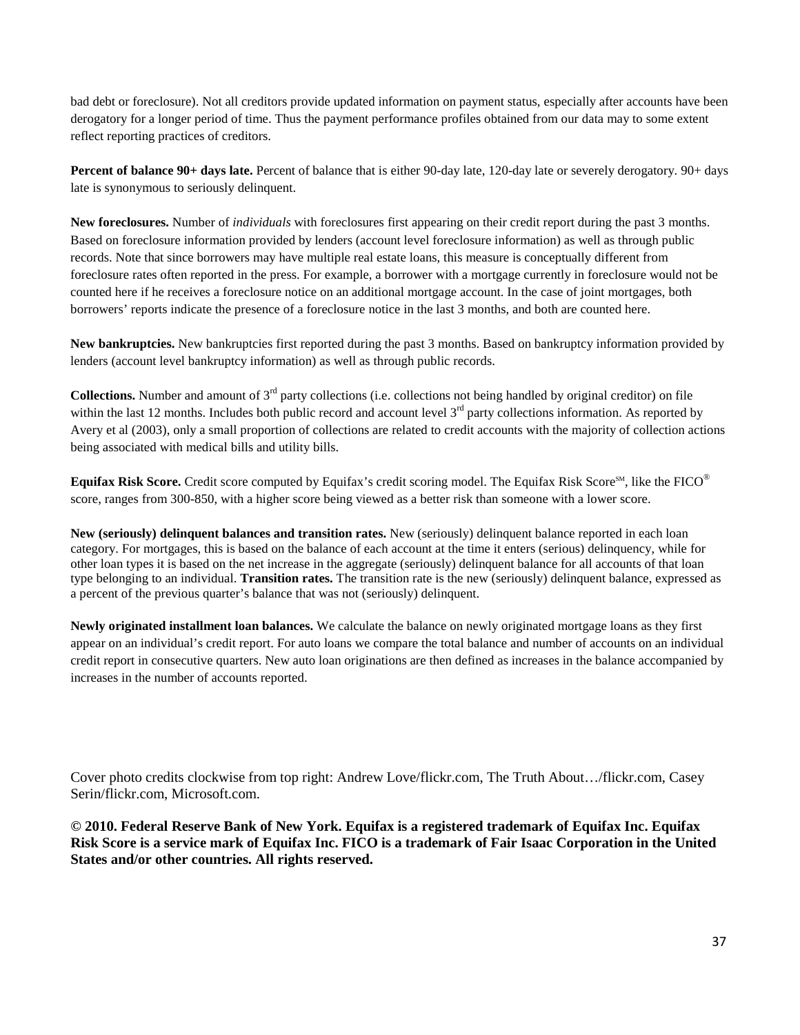bad debt or foreclosure). Not all creditors provide updated information on payment status, especially after accounts have been derogatory for a longer period of time. Thus the payment performance profiles obtained from our data may to some extent reflect reporting practices of creditors.

**Percent of balance 90+ days late.** Percent of balance that is either 90-day late, 120-day late or severely derogatory. 90+ days late is synonymous to seriously delinquent.

**New foreclosures.** Number of *individuals* with foreclosures first appearing on their credit report during the past 3 months. Based on foreclosure information provided by lenders (account level foreclosure information) as well as through public records. Note that since borrowers may have multiple real estate loans, this measure is conceptually different from foreclosure rates often reported in the press. For example, a borrower with a mortgage currently in foreclosure would not be counted here if he receives a foreclosure notice on an additional mortgage account. In the case of joint mortgages, both borrowers' reports indicate the presence of a foreclosure notice in the last 3 months, and both are counted here.

**New bankruptcies.** New bankruptcies first reported during the past 3 months. Based on bankruptcy information provided by lenders (account level bankruptcy information) as well as through public records.

**Collections.** Number and amount of 3rd party collections (i.e. collections not being handled by original creditor) on file within the last 12 months. Includes both public record and account level 3rd party collections information. As reported by Avery et al (2003), only a small proportion of collections are related to credit accounts with the majority of collection actions being associated with medical bills and utility bills.

**Equifax Risk Score.** Credit score computed by Equifax's credit scoring model. The Equifax Risk Score℠, like the FICO® score, ranges from 300-850, with a higher score being viewed as a better risk than someone with a lower score.

**New (seriously) delinquent balances and transition rates.** New (seriously) delinquent balance reported in each loan category. For mortgages, this is based on the balance of each account at the time it enters (serious) delinquency, while for other loan types it is based on the net increase in the aggregate (seriously) delinquent balance for all accounts of that loan type belonging to an individual. **Transition rates.** The transition rate is the new (seriously) delinquent balance, expressed as a percent of the previous quarter's balance that was not (seriously) delinquent.

**Newly originated installment loan balances.** We calculate the balance on newly originated mortgage loans as they first appear on an individual's credit report. For auto loans we compare the total balance and number of accounts on an individual credit report in consecutive quarters. New auto loan originations are then defined as increases in the balance accompanied by increases in the number of accounts reported.

Cover photo credits clockwise from top right: Andrew Love/flickr.com, The Truth About…/flickr.com, Casey Serin/flickr.com, Microsoft.com.

**© 2010. Federal Reserve Bank of New York. Equifax is a registered trademark of Equifax Inc. Equifax Risk Score is a service mark of Equifax Inc. FICO is a trademark of Fair Isaac Corporation in the United States and/or other countries. All rights reserved.**